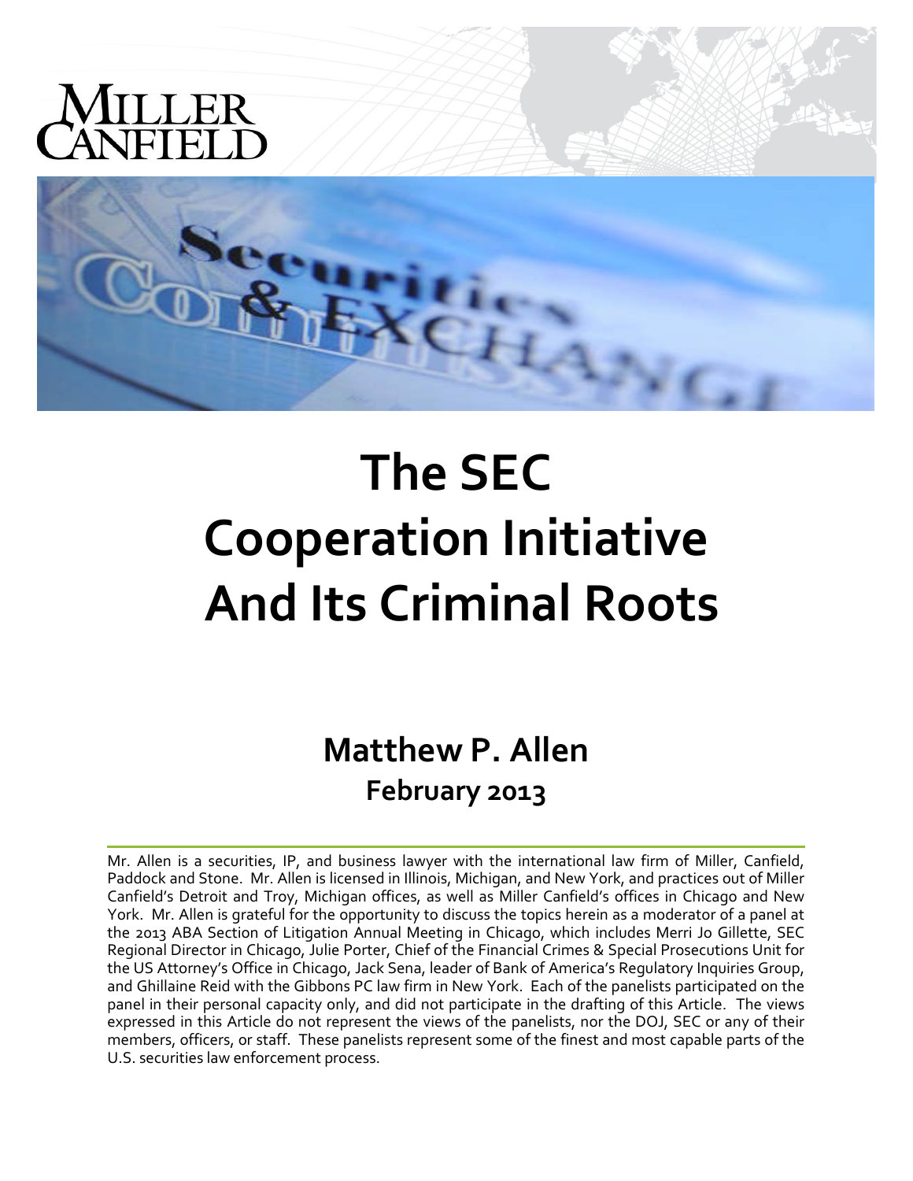MILLER CANFIELD

# The SEC Cooperation Initiative And Its Criminal Roots

## Matthew P. Allen

### February 2013

---

Mr. Allen is a securities, IP, and business lawyer with the international law firm of Miller, Canfield, Paddock and Stone. Mr. Allen is licensed in Illinois, Michigan, and New York, and practices out of Miller Canfield's Detroit and Troy, Michigan offices, as well as Miller Canfield's offices in Chicago and New York. Mr. Allen is grateful for the opportunity to discuss the topics herein as a moderator of a panel at the 2013 ABA Section of Litigation Annual Meeting in Chicago, which includes Merri Jo Gillette, SEC Regional Director in Chicago, Julie Porter, Chief of the Financial Crimes & Special Prosecutions Unit for the US Attorney's Office in Chicago, Jack Sena, leader of Bank of America's Regulatory Inquiries Group, and Ghillaine Reid with the Gibbons PC law firm in New York. Each of the panelists participated on the panel in their personal capacity only, and did not participate in the drafting of this Article. The views expressed in this Article do not represent the views of the panelists, nor the DOJ, SEC or any of their members, officers, or staff. These panelists represent some of the finest and most capable parts of the U.S. securities law enforcement process.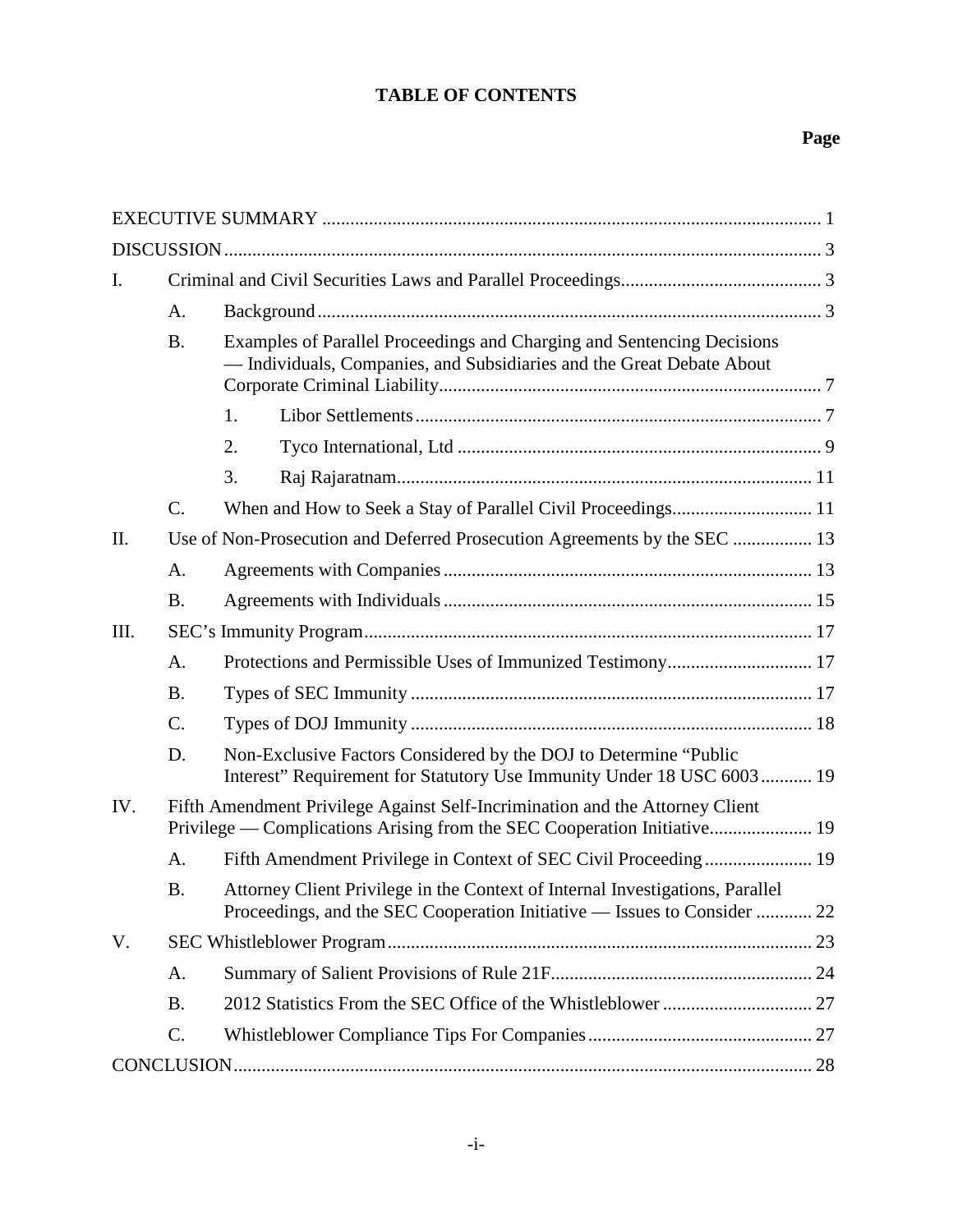# TABLE OF CONTENTS

**Page**

| | | | |
|---|---|---|---|
| EXECUTIVE SUMMARY | | | 1 |
| DISCUSSION | | | 3 |
| I. | Criminal and Civil Securities Laws and Parallel Proceedings | | 3 |
| | A. | Background | 3 |
| | B. | Examples of Parallel Proceedings and Charging and Sentencing Decisions — Individuals, Companies, and Subsidiaries and the Great Debate About Corporate Criminal Liability | 7 |
| | | 1. Libor Settlements | 7 |
| | | 2. Tyco International, Ltd | 9 |
| | | 3. Raj Rajaratnam | 11 |
| | C. | When and How to Seek a Stay of Parallel Civil Proceedings | 11 |
| II. | Use of Non-Prosecution and Deferred Prosecution Agreements by the SEC | | 13 |
| | A. | Agreements with Companies | 13 |
| | B. | Agreements with Individuals | 15 |
| III. | SEC's Immunity Program | | 17 |
| | A. | Protections and Permissible Uses of Immunized Testimony | 17 |
| | B. | Types of SEC Immunity | 17 |
| | C. | Types of DOJ Immunity | 18 |
| | D. | Non-Exclusive Factors Considered by the DOJ to Determine "Public Interest" Requirement for Statutory Use Immunity Under 18 USC 6003 | 19 |
| IV. | Fifth Amendment Privilege Against Self-Incrimination and the Attorney Client Privilege — Complications Arising from the SEC Cooperation Initiative | | 19 |
| | A. | Fifth Amendment Privilege in Context of SEC Civil Proceeding | 19 |
| | B. | Attorney Client Privilege in the Context of Internal Investigations, Parallel Proceedings, and the SEC Cooperation Initiative — Issues to Consider | 22 |
| V. | SEC Whistleblower Program | | 23 |
| | A. | Summary of Salient Provisions of Rule 21F | 24 |
| | B. | 2012 Statistics From the SEC Office of the Whistleblower | 27 |
| | C. | Whistleblower Compliance Tips For Companies | 27 |
| CONCLUSION | | | 28 |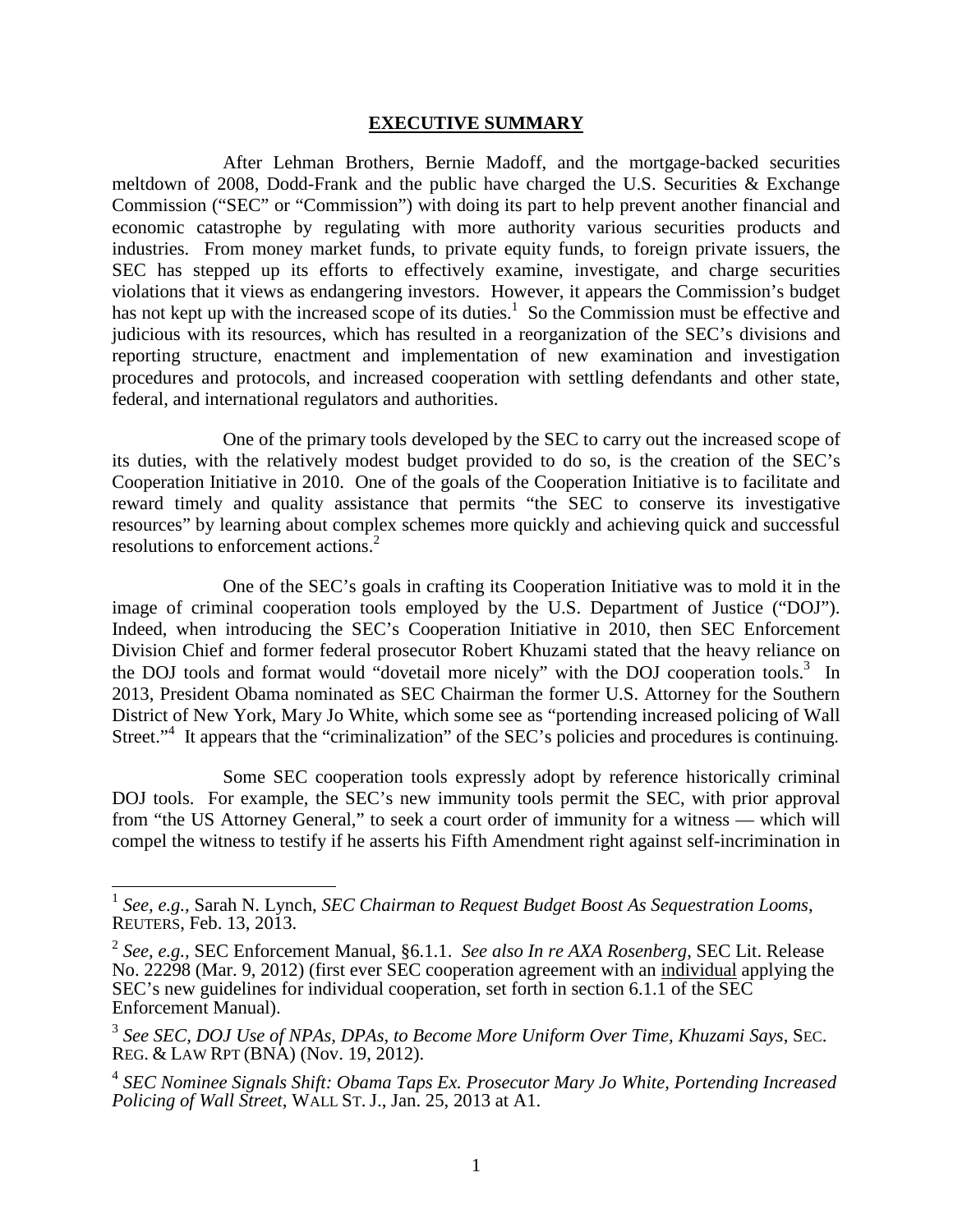## EXECUTIVE SUMMARY

After Lehman Brothers, Bernie Madoff, and the mortgage-backed securities meltdown of 2008, Dodd-Frank and the public have charged the U.S. Securities & Exchange Commission ("SEC" or "Commission") with doing its part to help prevent another financial and economic catastrophe by regulating with more authority various securities products and industries. From money market funds, to private equity funds, to foreign private issuers, the SEC has stepped up its efforts to effectively examine, investigate, and charge securities violations that it views as endangering investors. However, it appears the Commission's budget has not kept up with the increased scope of its duties.[1] So the Commission must be effective and judicious with its resources, which has resulted in a reorganization of the SEC's divisions and reporting structure, enactment and implementation of new examination and investigation procedures and protocols, and increased cooperation with settling defendants and other state, federal, and international regulators and authorities.

One of the primary tools developed by the SEC to carry out the increased scope of its duties, with the relatively modest budget provided to do so, is the creation of the SEC's Cooperation Initiative in 2010. One of the goals of the Cooperation Initiative is to facilitate and reward timely and quality assistance that permits "the SEC to conserve its investigative resources" by learning about complex schemes more quickly and achieving quick and successful resolutions to enforcement actions.[2]

One of the SEC's goals in crafting its Cooperation Initiative was to mold it in the image of criminal cooperation tools employed by the U.S. Department of Justice ("DOJ"). Indeed, when introducing the SEC's Cooperation Initiative in 2010, then SEC Enforcement Division Chief and former federal prosecutor Robert Khuzami stated that the heavy reliance on the DOJ tools and format would "dovetail more nicely" with the DOJ cooperation tools.[3] In 2013, President Obama nominated as SEC Chairman the former U.S. Attorney for the Southern District of New York, Mary Jo White, which some see as "portending increased policing of Wall Street."[4] It appears that the "criminalization" of the SEC's policies and procedures is continuing.

Some SEC cooperation tools expressly adopt by reference historically criminal DOJ tools. For example, the SEC's new immunity tools permit the SEC, with prior approval from "the US Attorney General," to seek a court order of immunity for a witness — which will compel the witness to testify if he asserts his Fifth Amendment right against self-incrimination in

---

[1] *See, e.g.,* Sarah N. Lynch, *SEC Chairman to Request Budget Boost As Sequestration Looms*, REUTERS, Feb. 13, 2013.

[2] *See, e.g.,* SEC Enforcement Manual, §6.1.1. *See also In re AXA Rosenberg*, SEC Lit. Release No. 22298 (Mar. 9, 2012) (first ever SEC cooperation agreement with an <u>individual</u> applying the SEC's new guidelines for individual cooperation, set forth in section 6.1.1 of the SEC Enforcement Manual).

[3] *See SEC, DOJ Use of NPAs, DPAs, to Become More Uniform Over Time, Khuzami Says*, SEC. REG. & LAW RPT (BNA) (Nov. 19, 2012).

[4] *SEC Nominee Signals Shift: Obama Taps Ex. Prosecutor Mary Jo White, Portending Increased Policing of Wall Street*, WALL ST. J., Jan. 25, 2013 at A1.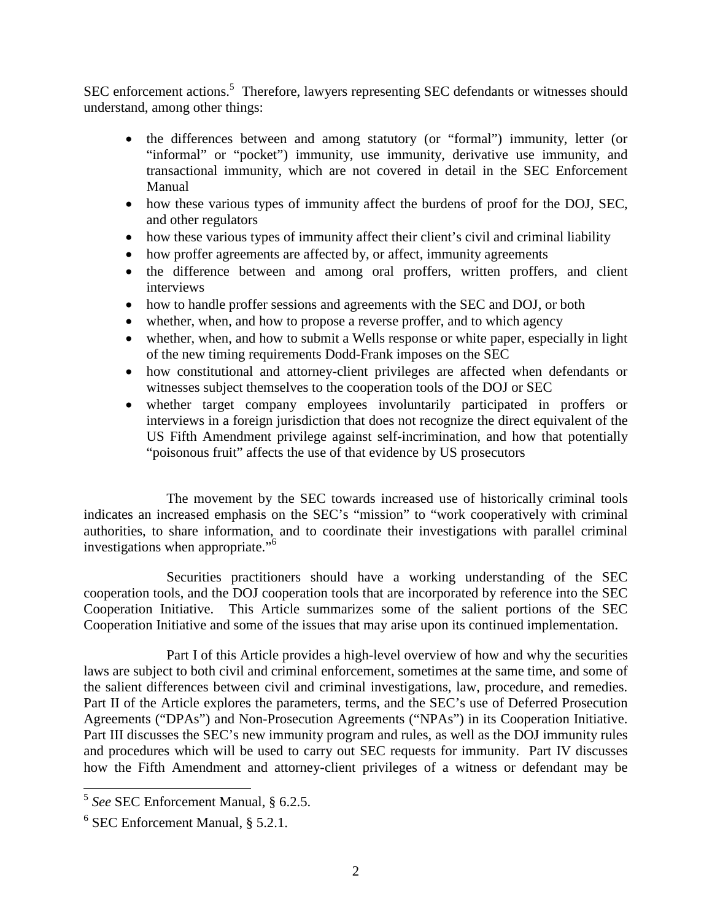SEC enforcement actions.[5] Therefore, lawyers representing SEC defendants or witnesses should understand, among other things:

- the differences between and among statutory (or "formal") immunity, letter (or "informal" or "pocket") immunity, use immunity, derivative use immunity, and transactional immunity, which are not covered in detail in the SEC Enforcement Manual
- how these various types of immunity affect the burdens of proof for the DOJ, SEC, and other regulators
- how these various types of immunity affect their client's civil and criminal liability
- how proffer agreements are affected by, or affect, immunity agreements
- the difference between and among oral proffers, written proffers, and client interviews
- how to handle proffer sessions and agreements with the SEC and DOJ, or both
- whether, when, and how to propose a reverse proffer, and to which agency
- whether, when, and how to submit a Wells response or white paper, especially in light of the new timing requirements Dodd-Frank imposes on the SEC
- how constitutional and attorney-client privileges are affected when defendants or witnesses subject themselves to the cooperation tools of the DOJ or SEC
- whether target company employees involuntarily participated in proffers or interviews in a foreign jurisdiction that does not recognize the direct equivalent of the US Fifth Amendment privilege against self-incrimination, and how that potentially "poisonous fruit" affects the use of that evidence by US prosecutors

The movement by the SEC towards increased use of historically criminal tools indicates an increased emphasis on the SEC's "mission" to "work cooperatively with criminal authorities, to share information, and to coordinate their investigations with parallel criminal investigations when appropriate."[6]

Securities practitioners should have a working understanding of the SEC cooperation tools, and the DOJ cooperation tools that are incorporated by reference into the SEC Cooperation Initiative. This Article summarizes some of the salient portions of the SEC Cooperation Initiative and some of the issues that may arise upon its continued implementation.

Part I of this Article provides a high-level overview of how and why the securities laws are subject to both civil and criminal enforcement, sometimes at the same time, and some of the salient differences between civil and criminal investigations, law, procedure, and remedies. Part II of the Article explores the parameters, terms, and the SEC's use of Deferred Prosecution Agreements ("DPAs") and Non-Prosecution Agreements ("NPAs") in its Cooperation Initiative. Part III discusses the SEC's new immunity program and rules, as well as the DOJ immunity rules and procedures which will be used to carry out SEC requests for immunity. Part IV discusses how the Fifth Amendment and attorney-client privileges of a witness or defendant may be

---

[5] *See* SEC Enforcement Manual, § 6.2.5.

[6] SEC Enforcement Manual, § 5.2.1.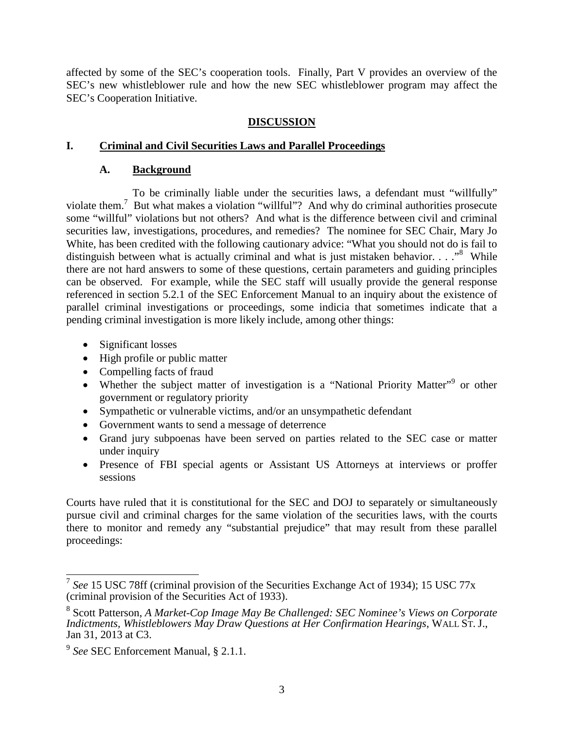affected by some of the SEC's cooperation tools. Finally, Part V provides an overview of the SEC's new whistleblower rule and how the new SEC whistleblower program may affect the SEC's Cooperation Initiative.

## DISCUSSION

### I. Criminal and Civil Securities Laws and Parallel Proceedings

#### A. Background

To be criminally liable under the securities laws, a defendant must "willfully" violate them.[7] But what makes a violation "willful"? And why do criminal authorities prosecute some "willful" violations but not others? And what is the difference between civil and criminal securities law, investigations, procedures, and remedies? The nominee for SEC Chair, Mary Jo White, has been credited with the following cautionary advice: "What you should not do is fail to distinguish between what is actually criminal and what is just mistaken behavior. . . ."[8] While there are not hard answers to some of these questions, certain parameters and guiding principles can be observed. For example, while the SEC staff will usually provide the general response referenced in section 5.2.1 of the SEC Enforcement Manual to an inquiry about the existence of parallel criminal investigations or proceedings, some indicia that sometimes indicate that a pending criminal investigation is more likely include, among other things:

- Significant losses
- High profile or public matter
- Compelling facts of fraud
- Whether the subject matter of investigation is a "National Priority Matter"[9] or other government or regulatory priority
- Sympathetic or vulnerable victims, and/or an unsympathetic defendant
- Government wants to send a message of deterrence
- Grand jury subpoenas have been served on parties related to the SEC case or matter under inquiry
- Presence of FBI special agents or Assistant US Attorneys at interviews or proffer sessions

Courts have ruled that it is constitutional for the SEC and DOJ to separately or simultaneously pursue civil and criminal charges for the same violation of the securities laws, with the courts there to monitor and remedy any "substantial prejudice" that may result from these parallel proceedings:

---

[7] *See* 15 USC 78ff (criminal provision of the Securities Exchange Act of 1934); 15 USC 77x (criminal provision of the Securities Act of 1933).

[8] Scott Patterson, *A Market-Cop Image May Be Challenged: SEC Nominee's Views on Corporate Indictments, Whistleblowers May Draw Questions at Her Confirmation Hearings*, WALL ST. J., Jan 31, 2013 at C3.

[9] *See* SEC Enforcement Manual, § 2.1.1.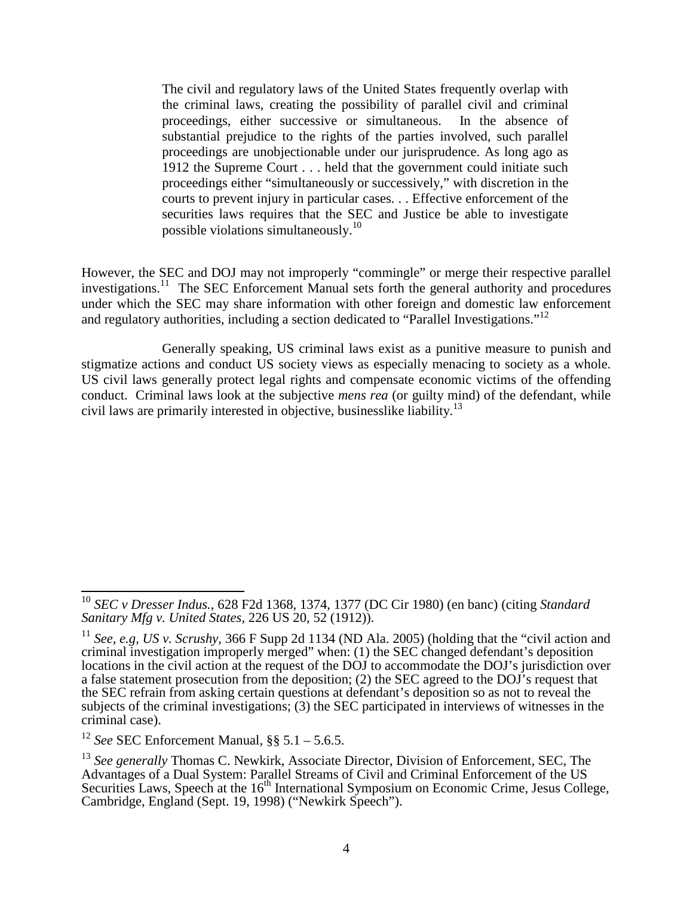> The civil and regulatory laws of the United States frequently overlap with the criminal laws, creating the possibility of parallel civil and criminal proceedings, either successive or simultaneous. In the absence of substantial prejudice to the rights of the parties involved, such parallel proceedings are unobjectionable under our jurisprudence. As long ago as 1912 the Supreme Court . . . held that the government could initiate such proceedings either "simultaneously or successively," with discretion in the courts to prevent injury in particular cases. . . Effective enforcement of the securities laws requires that the SEC and Justice be able to investigate possible violations simultaneously.[10]

However, the SEC and DOJ may not improperly "commingle" or merge their respective parallel investigations.[11] The SEC Enforcement Manual sets forth the general authority and procedures under which the SEC may share information with other foreign and domestic law enforcement and regulatory authorities, including a section dedicated to "Parallel Investigations."[12]

Generally speaking, US criminal laws exist as a punitive measure to punish and stigmatize actions and conduct US society views as especially menacing to society as a whole. US civil laws generally protect legal rights and compensate economic victims of the offending conduct. Criminal laws look at the subjective *mens rea* (or guilty mind) of the defendant, while civil laws are primarily interested in objective, businesslike liability.[13]

---

[10] *SEC v Dresser Indus.*, 628 F2d 1368, 1374, 1377 (DC Cir 1980) (en banc) (citing *Standard Sanitary Mfg v. United States*, 226 US 20, 52 (1912)).

[11] *See, e.g, US v. Scrushy*, 366 F Supp 2d 1134 (ND Ala. 2005) (holding that the "civil action and criminal investigation improperly merged" when: (1) the SEC changed defendant's deposition locations in the civil action at the request of the DOJ to accommodate the DOJ's jurisdiction over a false statement prosecution from the deposition; (2) the SEC agreed to the DOJ's request that the SEC refrain from asking certain questions at defendant's deposition so as not to reveal the subjects of the criminal investigations; (3) the SEC participated in interviews of witnesses in the criminal case).

[12] *See* SEC Enforcement Manual, §§ 5.1 – 5.6.5.

[13] *See generally* Thomas C. Newkirk, Associate Director, Division of Enforcement, SEC, The Advantages of a Dual System: Parallel Streams of Civil and Criminal Enforcement of the US Securities Laws, Speech at the 16th International Symposium on Economic Crime, Jesus College, Cambridge, England (Sept. 19, 1998) ("Newkirk Speech").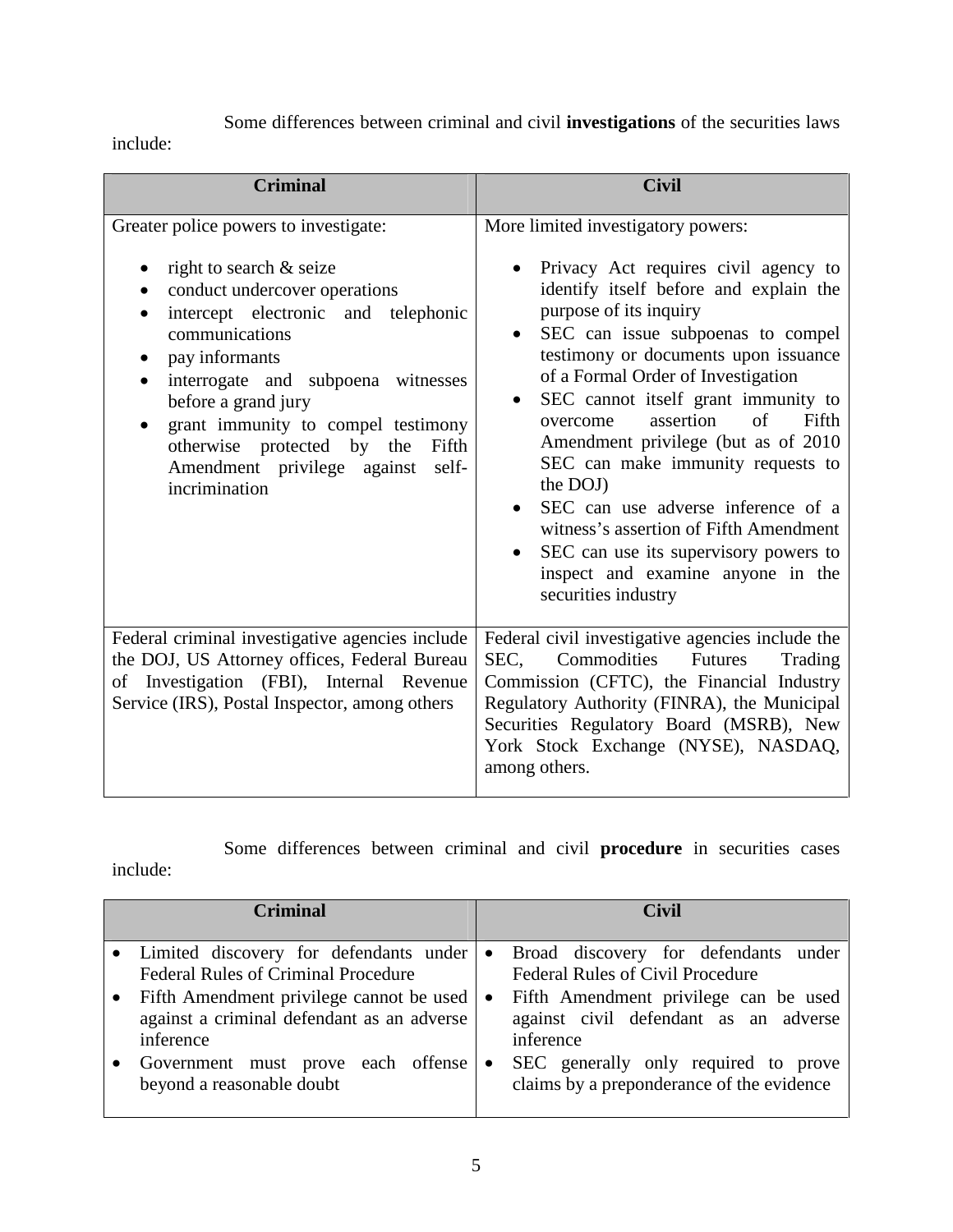Some differences between criminal and civil **investigations** of the securities laws include:

| Criminal | Civil |
| --- | --- |
| Greater police powers to investigate:<br>• right to search & seize<br>• conduct undercover operations<br>• intercept electronic and telephonic communications<br>• pay informants<br>• interrogate and subpoena witnesses before a grand jury<br>• grant immunity to compel testimony otherwise protected by the Fifth Amendment privilege against self-incrimination | More limited investigatory powers:<br>• Privacy Act requires civil agency to identify itself before and explain the purpose of its inquiry<br>• SEC can issue subpoenas to compel testimony or documents upon issuance of a Formal Order of Investigation<br>• SEC cannot itself grant immunity to overcome assertion of Fifth Amendment privilege (but as of 2010 SEC can make immunity requests to the DOJ)<br>• SEC can use adverse inference of a witness's assertion of Fifth Amendment<br>• SEC can use its supervisory powers to inspect and examine anyone in the securities industry |
| Federal criminal investigative agencies include the DOJ, US Attorney offices, Federal Bureau of Investigation (FBI), Internal Revenue Service (IRS), Postal Inspector, among others | Federal civil investigative agencies include the SEC, Commodities Futures Trading Commission (CFTC), the Financial Industry Regulatory Authority (FINRA), the Municipal Securities Regulatory Board (MSRB), New York Stock Exchange (NYSE), NASDAQ, among others. |

Some differences between criminal and civil **procedure** in securities cases include:

| Criminal | Civil |
| --- | --- |
| • Limited discovery for defendants under Federal Rules of Criminal Procedure<br>• Fifth Amendment privilege cannot be used against a criminal defendant as an adverse inference<br>• Government must prove each offense beyond a reasonable doubt | • Broad discovery for defendants under Federal Rules of Civil Procedure<br>• Fifth Amendment privilege can be used against civil defendant as an adverse inference<br>• SEC generally only required to prove claims by a preponderance of the evidence |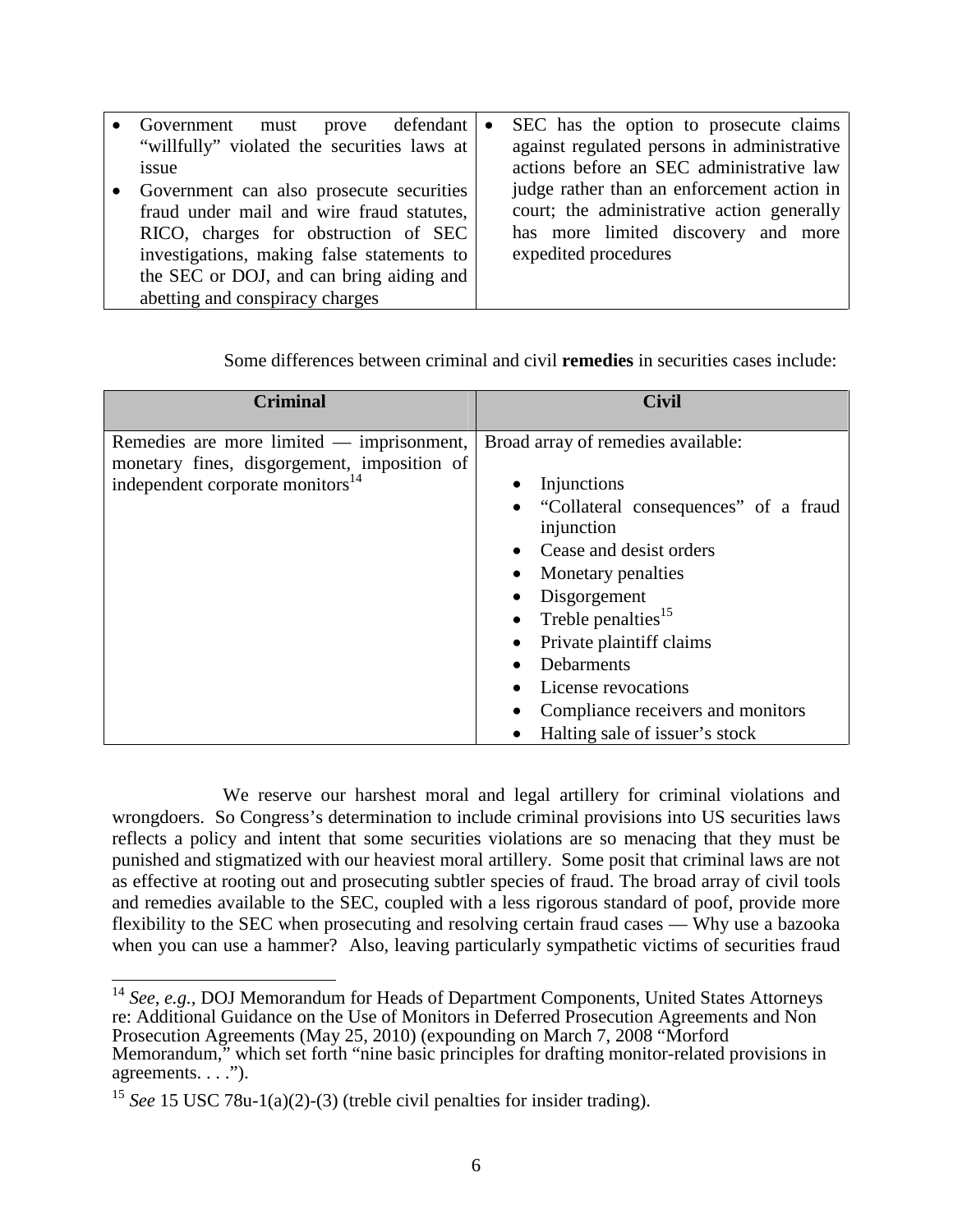| | |
|---|---|
| • Government must prove defendant "willfully" violated the securities laws at issue<br>• Government can also prosecute securities fraud under mail and wire fraud statutes, RICO, charges for obstruction of SEC investigations, making false statements to the SEC or DOJ, and can bring aiding and abetting and conspiracy charges | • SEC has the option to prosecute claims against regulated persons in administrative actions before an SEC administrative law judge rather than an enforcement action in court; the administrative action generally has more limited discovery and more expedited procedures |

Some differences between criminal and civil **remedies** in securities cases include:

| **Criminal** | **Civil** |
|---|---|
| Remedies are more limited — imprisonment, monetary fines, disgorgement, imposition of independent corporate monitors[14] | Broad array of remedies available:<br><br>• Injunctions<br>• "Collateral consequences" of a fraud injunction<br>• Cease and desist orders<br>• Monetary penalties<br>• Disgorgement<br>• Treble penalties[15]<br>• Private plaintiff claims<br>• Debarments<br>• License revocations<br>• Compliance receivers and monitors<br>• Halting sale of issuer's stock |

We reserve our harshest moral and legal artillery for criminal violations and wrongdoers. So Congress's determination to include criminal provisions into US securities laws reflects a policy and intent that some securities violations are so menacing that they must be punished and stigmatized with our heaviest moral artillery. Some posit that criminal laws are not as effective at rooting out and prosecuting subtler species of fraud. The broad array of civil tools and remedies available to the SEC, coupled with a less rigorous standard of poof, provide more flexibility to the SEC when prosecuting and resolving certain fraud cases — Why use a bazooka when you can use a hammer? Also, leaving particularly sympathetic victims of securities fraud

[14] *See, e.g.*, DOJ Memorandum for Heads of Department Components, United States Attorneys re: Additional Guidance on the Use of Monitors in Deferred Prosecution Agreements and Non Prosecution Agreements (May 25, 2010) (expounding on March 7, 2008 "Morford Memorandum," which set forth "nine basic principles for drafting monitor-related provisions in agreements. . . .").

[15] *See* 15 USC 78u-1(a)(2)-(3) (treble civil penalties for insider trading).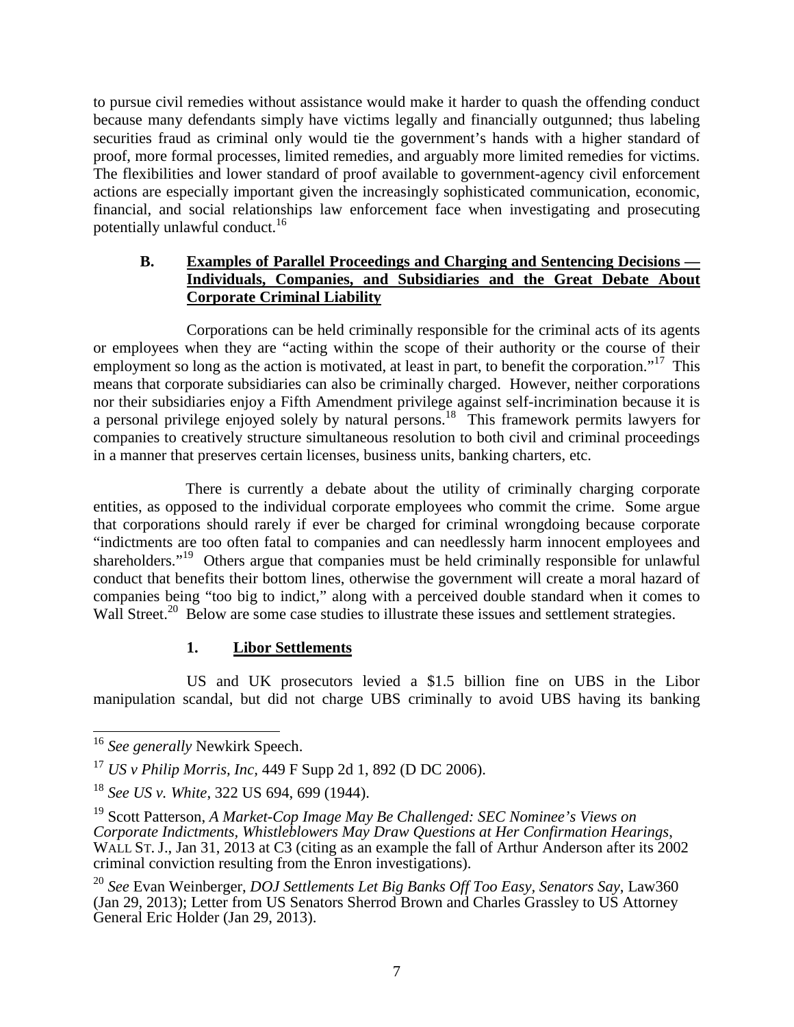to pursue civil remedies without assistance would make it harder to quash the offending conduct because many defendants simply have victims legally and financially outgunned; thus labeling securities fraud as criminal only would tie the government's hands with a higher standard of proof, more formal processes, limited remedies, and arguably more limited remedies for victims. The flexibilities and lower standard of proof available to government-agency civil enforcement actions are especially important given the increasingly sophisticated communication, economic, financial, and social relationships law enforcement face when investigating and prosecuting potentially unlawful conduct.[16]

### B. Examples of Parallel Proceedings and Charging and Sentencing Decisions — Individuals, Companies, and Subsidiaries and the Great Debate About Corporate Criminal Liability

Corporations can be held criminally responsible for the criminal acts of its agents or employees when they are "acting within the scope of their authority or the course of their employment so long as the action is motivated, at least in part, to benefit the corporation."[17] This means that corporate subsidiaries can also be criminally charged. However, neither corporations nor their subsidiaries enjoy a Fifth Amendment privilege against self-incrimination because it is a personal privilege enjoyed solely by natural persons.[18] This framework permits lawyers for companies to creatively structure simultaneous resolution to both civil and criminal proceedings in a manner that preserves certain licenses, business units, banking charters, etc.

There is currently a debate about the utility of criminally charging corporate entities, as opposed to the individual corporate employees who commit the crime. Some argue that corporations should rarely if ever be charged for criminal wrongdoing because corporate "indictments are too often fatal to companies and can needlessly harm innocent employees and shareholders."[19] Others argue that companies must be held criminally responsible for unlawful conduct that benefits their bottom lines, otherwise the government will create a moral hazard of companies being "too big to indict," along with a perceived double standard when it comes to Wall Street.[20] Below are some case studies to illustrate these issues and settlement strategies.

#### 1. Libor Settlements

US and UK prosecutors levied a $1.5 billion fine on UBS in the Libor manipulation scandal, but did not charge UBS criminally to avoid UBS having its banking

---

[16] *See generally* Newkirk Speech.

[17] *US v Philip Morris, Inc*, 449 F Supp 2d 1, 892 (D DC 2006).

[18] *See US v. White*, 322 US 694, 699 (1944).

[19] Scott Patterson, *A Market-Cop Image May Be Challenged: SEC Nominee's Views on Corporate Indictments, Whistleblowers May Draw Questions at Her Confirmation Hearings*, WALL ST. J., Jan 31, 2013 at C3 (citing as an example the fall of Arthur Anderson after its 2002 criminal conviction resulting from the Enron investigations).

[20] *See* Evan Weinberger, *DOJ Settlements Let Big Banks Off Too Easy, Senators Say*, Law360 (Jan 29, 2013); Letter from US Senators Sherrod Brown and Charles Grassley to US Attorney General Eric Holder (Jan 29, 2013).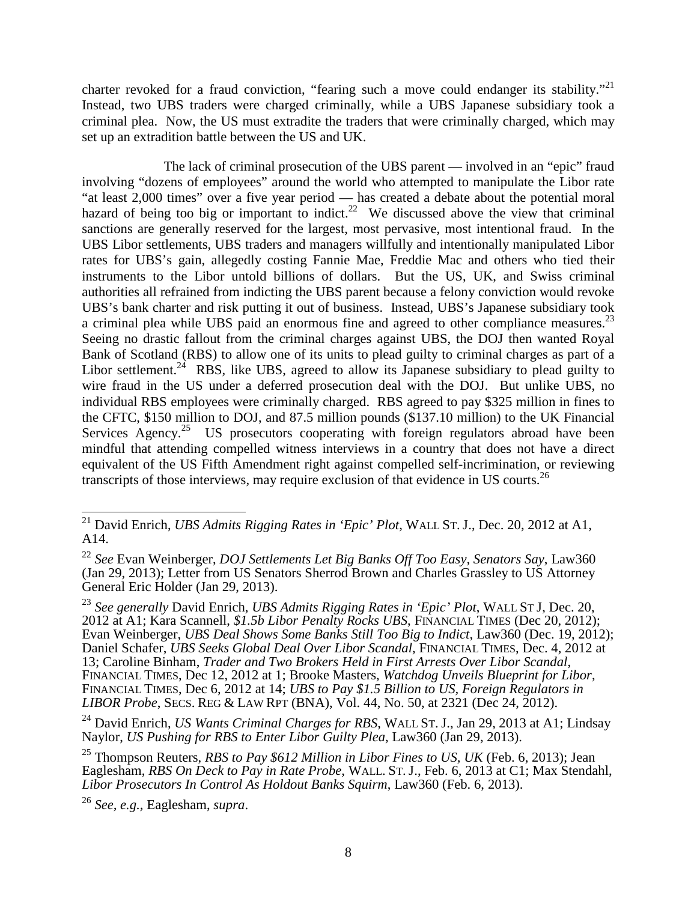charter revoked for a fraud conviction, "fearing such a move could endanger its stability."[21] Instead, two UBS traders were charged criminally, while a UBS Japanese subsidiary took a criminal plea. Now, the US must extradite the traders that were criminally charged, which may set up an extradition battle between the US and UK.

The lack of criminal prosecution of the UBS parent — involved in an "epic" fraud involving "dozens of employees" around the world who attempted to manipulate the Libor rate "at least 2,000 times" over a five year period — has created a debate about the potential moral hazard of being too big or important to indict.[22] We discussed above the view that criminal sanctions are generally reserved for the largest, most pervasive, most intentional fraud. In the UBS Libor settlements, UBS traders and managers willfully and intentionally manipulated Libor rates for UBS's gain, allegedly costing Fannie Mae, Freddie Mac and others who tied their instruments to the Libor untold billions of dollars. But the US, UK, and Swiss criminal authorities all refrained from indicting the UBS parent because a felony conviction would revoke UBS's bank charter and risk putting it out of business. Instead, UBS's Japanese subsidiary took a criminal plea while UBS paid an enormous fine and agreed to other compliance measures.[23] Seeing no drastic fallout from the criminal charges against UBS, the DOJ then wanted Royal Bank of Scotland (RBS) to allow one of its units to plead guilty to criminal charges as part of a Libor settlement.[24] RBS, like UBS, agreed to allow its Japanese subsidiary to plead guilty to wire fraud in the US under a deferred prosecution deal with the DOJ. But unlike UBS, no individual RBS employees were criminally charged. RBS agreed to pay \$325 million in fines to the CFTC, \$150 million to DOJ, and 87.5 million pounds (\$137.10 million) to the UK Financial Services Agency.[25] US prosecutors cooperating with foreign regulators abroad have been mindful that attending compelled witness interviews in a country that does not have a direct equivalent of the US Fifth Amendment right against compelled self-incrimination, or reviewing transcripts of those interviews, may require exclusion of that evidence in US courts.[26]

---

[21] David Enrich, *UBS Admits Rigging Rates in 'Epic' Plot*, WALL ST. J., Dec. 20, 2012 at A1, A14.

[22] *See* Evan Weinberger, *DOJ Settlements Let Big Banks Off Too Easy, Senators Say*, Law360 (Jan 29, 2013); Letter from US Senators Sherrod Brown and Charles Grassley to US Attorney General Eric Holder (Jan 29, 2013).

[23] *See generally* David Enrich, *UBS Admits Rigging Rates in 'Epic' Plot*, WALL ST J, Dec. 20, 2012 at A1; Kara Scannell, *\$1.5b Libor Penalty Rocks UBS*, FINANCIAL TIMES (Dec 20, 2012); Evan Weinberger, *UBS Deal Shows Some Banks Still Too Big to Indict*, Law360 (Dec. 19, 2012); Daniel Schafer, *UBS Seeks Global Deal Over Libor Scandal*, FINANCIAL TIMES, Dec. 4, 2012 at 13; Caroline Binham, *Trader and Two Brokers Held in First Arrests Over Libor Scandal*, FINANCIAL TIMES, Dec 12, 2012 at 1; Brooke Masters, *Watchdog Unveils Blueprint for Libor*, FINANCIAL TIMES, Dec 6, 2012 at 14; *UBS to Pay \$1.5 Billion to US, Foreign Regulators in LIBOR Probe*, SECS. REG & LAW RPT (BNA), Vol. 44, No. 50, at 2321 (Dec 24, 2012).

[24] David Enrich, *US Wants Criminal Charges for RBS*, WALL ST. J., Jan 29, 2013 at A1; Lindsay Naylor, *US Pushing for RBS to Enter Libor Guilty Plea*, Law360 (Jan 29, 2013).

[25] Thompson Reuters, *RBS to Pay \$612 Million in Libor Fines to US, UK* (Feb. 6, 2013); Jean Eaglesham, *RBS On Deck to Pay in Rate Probe*, WALL. ST. J., Feb. 6, 2013 at C1; Max Stendahl, *Libor Prosecutors In Control As Holdout Banks Squirm*, Law360 (Feb. 6, 2013).

[26] *See, e.g.*, Eaglesham, *supra*.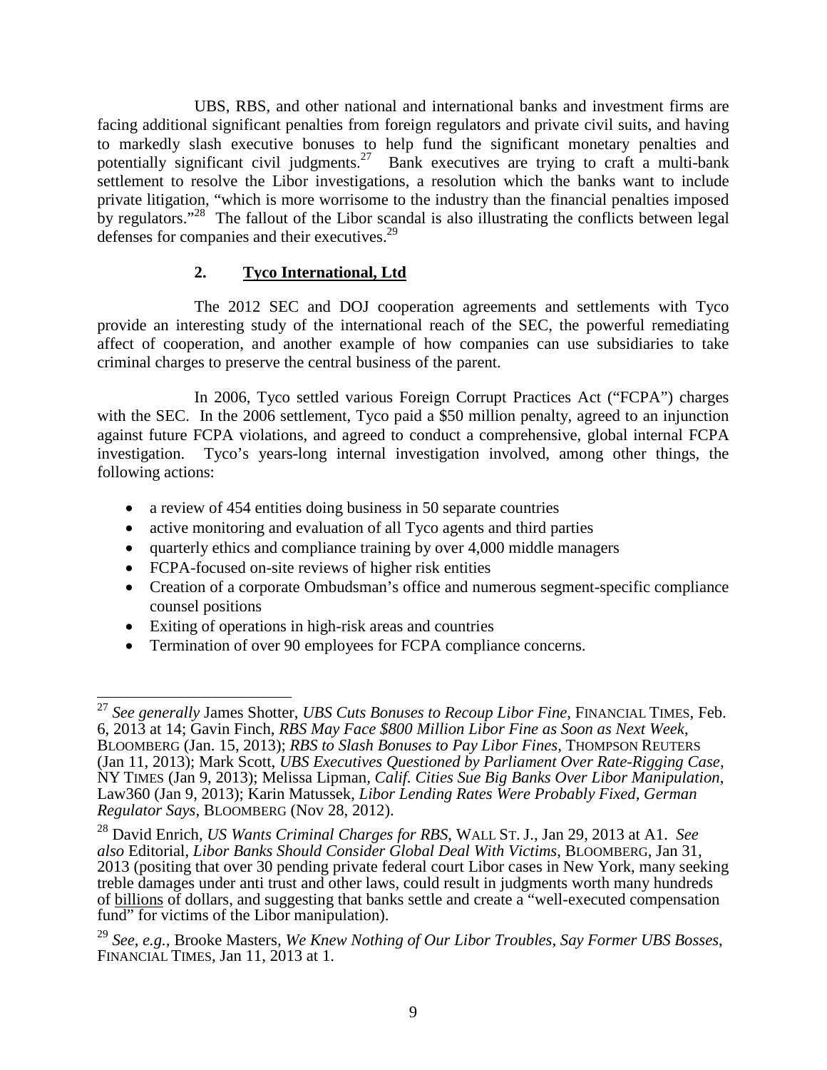UBS, RBS, and other national and international banks and investment firms are facing additional significant penalties from foreign regulators and private civil suits, and having to markedly slash executive bonuses to help fund the significant monetary penalties and potentially significant civil judgments.[27] Bank executives are trying to craft a multi-bank settlement to resolve the Libor investigations, a resolution which the banks want to include private litigation, "which is more worrisome to the industry than the financial penalties imposed by regulators."[28] The fallout of the Libor scandal is also illustrating the conflicts between legal defenses for companies and their executives.[29]

### 2. **Tyco International, Ltd**

The 2012 SEC and DOJ cooperation agreements and settlements with Tyco provide an interesting study of the international reach of the SEC, the powerful remediating affect of cooperation, and another example of how companies can use subsidiaries to take criminal charges to preserve the central business of the parent.

In 2006, Tyco settled various Foreign Corrupt Practices Act ("FCPA") charges with the SEC. In the 2006 settlement, Tyco paid a $50 million penalty, agreed to an injunction against future FCPA violations, and agreed to conduct a comprehensive, global internal FCPA investigation. Tyco's years-long internal investigation involved, among other things, the following actions:

- a review of 454 entities doing business in 50 separate countries
- active monitoring and evaluation of all Tyco agents and third parties
- quarterly ethics and compliance training by over 4,000 middle managers
- FCPA-focused on-site reviews of higher risk entities
- Creation of a corporate Ombudsman's office and numerous segment-specific compliance counsel positions
- Exiting of operations in high-risk areas and countries
- Termination of over 90 employees for FCPA compliance concerns.

---

[27] *See generally* James Shotter, *UBS Cuts Bonuses to Recoup Libor Fine*, FINANCIAL TIMES, Feb. 6, 2013 at 14; Gavin Finch, *RBS May Face $800 Million Libor Fine as Soon as Next Week*, BLOOMBERG (Jan. 15, 2013); *RBS to Slash Bonuses to Pay Libor Fines*, THOMPSON REUTERS (Jan 11, 2013); Mark Scott, *UBS Executives Questioned by Parliament Over Rate-Rigging Case*, NY TIMES (Jan 9, 2013); Melissa Lipman, *Calif. Cities Sue Big Banks Over Libor Manipulation*, Law360 (Jan 9, 2013); Karin Matussek, *Libor Lending Rates Were Probably Fixed, German Regulator Says*, BLOOMBERG (Nov 28, 2012).

[28] David Enrich, *US Wants Criminal Charges for RBS*, WALL ST. J., Jan 29, 2013 at A1. *See also* Editorial, *Libor Banks Should Consider Global Deal With Victims*, BLOOMBERG, Jan 31, 2013 (positing that over 30 pending private federal court Libor cases in New York, many seeking treble damages under anti trust and other laws, could result in judgments worth many hundreds of billions of dollars, and suggesting that banks settle and create a "well-executed compensation fund" for victims of the Libor manipulation).

[29] *See, e.g.*, Brooke Masters, *We Knew Nothing of Our Libor Troubles, Say Former UBS Bosses*, FINANCIAL TIMES, Jan 11, 2013 at 1.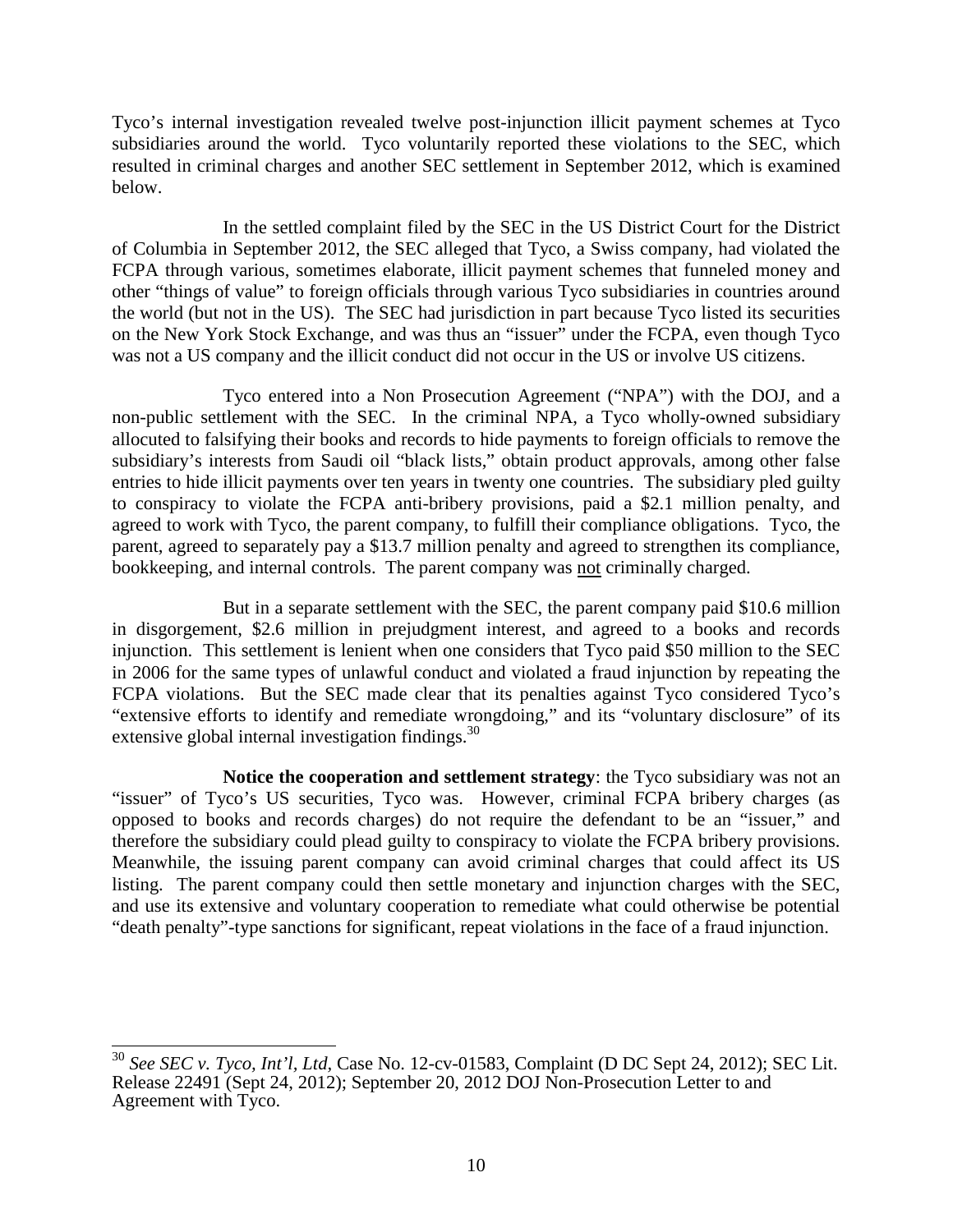Tyco's internal investigation revealed twelve post-injunction illicit payment schemes at Tyco subsidiaries around the world. Tyco voluntarily reported these violations to the SEC, which resulted in criminal charges and another SEC settlement in September 2012, which is examined below.

In the settled complaint filed by the SEC in the US District Court for the District of Columbia in September 2012, the SEC alleged that Tyco, a Swiss company, had violated the FCPA through various, sometimes elaborate, illicit payment schemes that funneled money and other "things of value" to foreign officials through various Tyco subsidiaries in countries around the world (but not in the US). The SEC had jurisdiction in part because Tyco listed its securities on the New York Stock Exchange, and was thus an "issuer" under the FCPA, even though Tyco was not a US company and the illicit conduct did not occur in the US or involve US citizens.

Tyco entered into a Non Prosecution Agreement ("NPA") with the DOJ, and a non-public settlement with the SEC. In the criminal NPA, a Tyco wholly-owned subsidiary allocuted to falsifying their books and records to hide payments to foreign officials to remove the subsidiary's interests from Saudi oil "black lists," obtain product approvals, among other false entries to hide illicit payments over ten years in twenty one countries. The subsidiary pled guilty to conspiracy to violate the FCPA anti-bribery provisions, paid a \$2.1 million penalty, and agreed to work with Tyco, the parent company, to fulfill their compliance obligations. Tyco, the parent, agreed to separately pay a \$13.7 million penalty and agreed to strengthen its compliance, bookkeeping, and internal controls. The parent company was <u>not</u> criminally charged.

But in a separate settlement with the SEC, the parent company paid \$10.6 million in disgorgement, \$2.6 million in prejudgment interest, and agreed to a books and records injunction. This settlement is lenient when one considers that Tyco paid \$50 million to the SEC in 2006 for the same types of unlawful conduct and violated a fraud injunction by repeating the FCPA violations. But the SEC made clear that its penalties against Tyco considered Tyco's "extensive efforts to identify and remediate wrongdoing," and its "voluntary disclosure" of its extensive global internal investigation findings.[30]

**Notice the cooperation and settlement strategy**: the Tyco subsidiary was not an "issuer" of Tyco's US securities, Tyco was. However, criminal FCPA bribery charges (as opposed to books and records charges) do not require the defendant to be an "issuer," and therefore the subsidiary could plead guilty to conspiracy to violate the FCPA bribery provisions. Meanwhile, the issuing parent company can avoid criminal charges that could affect its US listing. The parent company could then settle monetary and injunction charges with the SEC, and use its extensive and voluntary cooperation to remediate what could otherwise be potential "death penalty"-type sanctions for significant, repeat violations in the face of a fraud injunction.

---

[30] *See SEC v. Tyco, Int'l, Ltd*, Case No. 12-cv-01583, Complaint (D DC Sept 24, 2012); SEC Lit. Release 22491 (Sept 24, 2012); September 20, 2012 DOJ Non-Prosecution Letter to and Agreement with Tyco.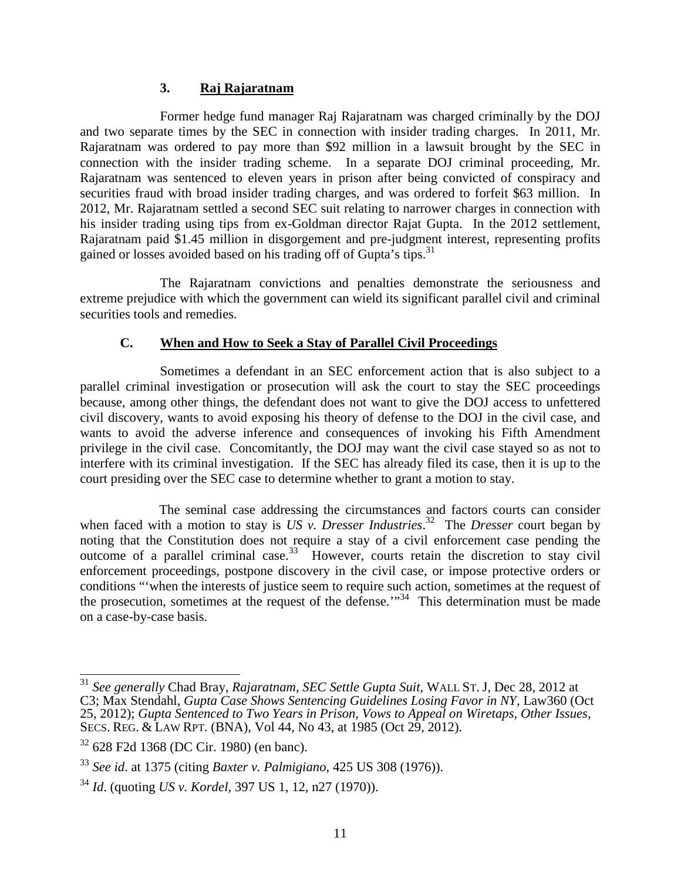### 3. Raj Rajaratnam

Former hedge fund manager Raj Rajaratnam was charged criminally by the DOJ and two separate times by the SEC in connection with insider trading charges. In 2011, Mr. Rajaratnam was ordered to pay more than $92 million in a lawsuit brought by the SEC in connection with the insider trading scheme. In a separate DOJ criminal proceeding, Mr. Rajaratnam was sentenced to eleven years in prison after being convicted of conspiracy and securities fraud with broad insider trading charges, and was ordered to forfeit $63 million. In 2012, Mr. Rajaratnam settled a second SEC suit relating to narrower charges in connection with his insider trading using tips from ex-Goldman director Rajat Gupta. In the 2012 settlement, Rajaratnam paid $1.45 million in disgorgement and pre-judgment interest, representing profits gained or losses avoided based on his trading off of Gupta's tips.[31]

The Rajaratnam convictions and penalties demonstrate the seriousness and extreme prejudice with which the government can wield its significant parallel civil and criminal securities tools and remedies.

## C. When and How to Seek a Stay of Parallel Civil Proceedings

Sometimes a defendant in an SEC enforcement action that is also subject to a parallel criminal investigation or prosecution will ask the court to stay the SEC proceedings because, among other things, the defendant does not want to give the DOJ access to unfettered civil discovery, wants to avoid exposing his theory of defense to the DOJ in the civil case, and wants to avoid the adverse inference and consequences of invoking his Fifth Amendment privilege in the civil case. Concomitantly, the DOJ may want the civil case stayed so as not to interfere with its criminal investigation. If the SEC has already filed its case, then it is up to the court presiding over the SEC case to determine whether to grant a motion to stay.

The seminal case addressing the circumstances and factors courts can consider when faced with a motion to stay is *US v. Dresser Industries*.[32] The *Dresser* court began by noting that the Constitution does not require a stay of a civil enforcement case pending the outcome of a parallel criminal case.[33] However, courts retain the discretion to stay civil enforcement proceedings, postpone discovery in the civil case, or impose protective orders or conditions "'when the interests of justice seem to require such action, sometimes at the request of the prosecution, sometimes at the request of the defense.'"[34] This determination must be made on a case-by-case basis.

---

[31] *See generally* Chad Bray, *Rajaratnam, SEC Settle Gupta Suit*, WALL ST. J, Dec 28, 2012 at C3; Max Stendahl, *Gupta Case Shows Sentencing Guidelines Losing Favor in NY*, Law360 (Oct 25, 2012); *Gupta Sentenced to Two Years in Prison, Vows to Appeal on Wiretaps, Other Issues*, SECS. REG. & LAW RPT. (BNA), Vol 44, No 43, at 1985 (Oct 29, 2012).

[32] 628 F2d 1368 (DC Cir. 1980) (en banc).

[33] *See id*. at 1375 (citing *Baxter v. Palmigiano*, 425 US 308 (1976)).

[34] *Id*. (quoting *US v. Kordel*, 397 US 1, 12, n27 (1970)).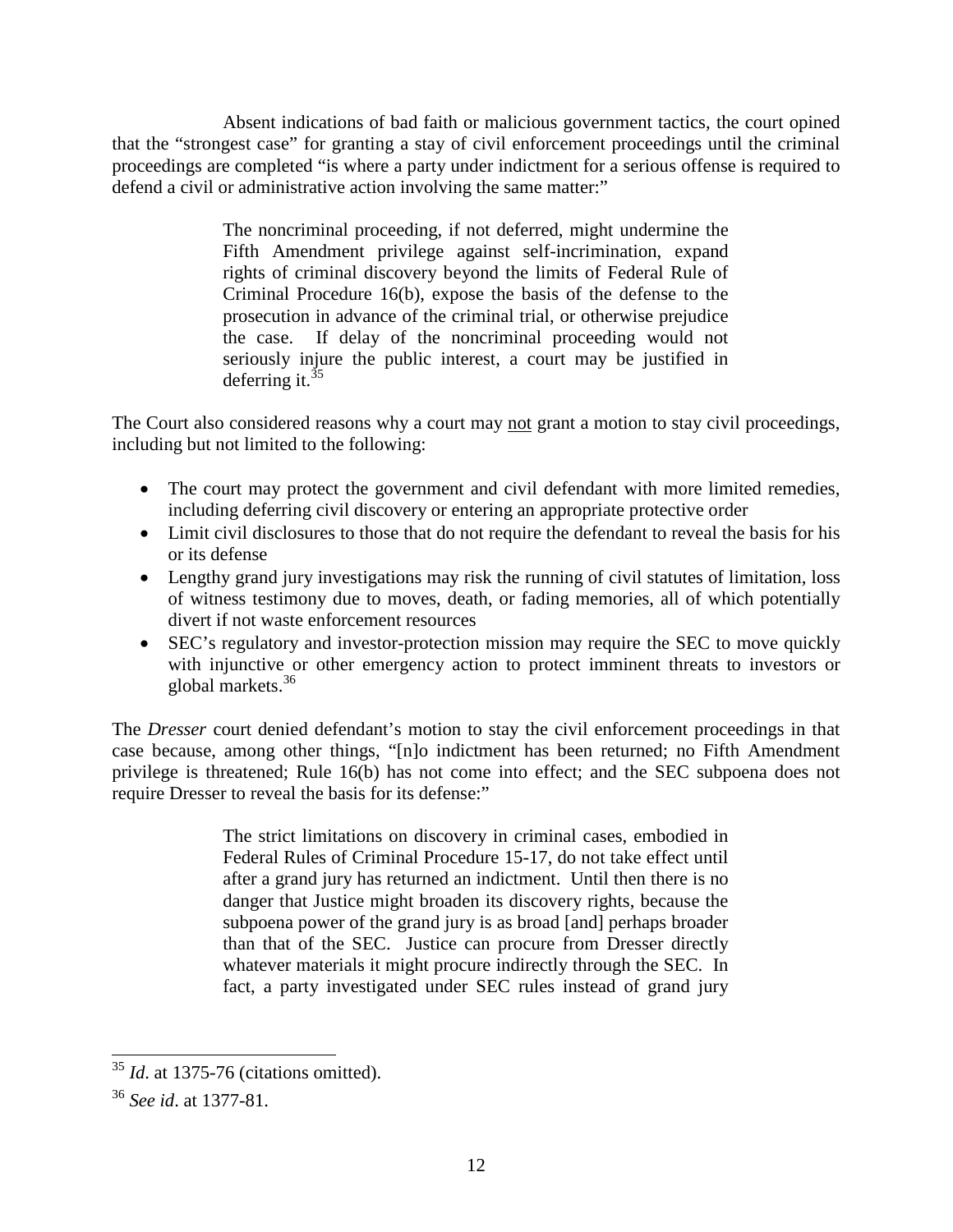Absent indications of bad faith or malicious government tactics, the court opined that the "strongest case" for granting a stay of civil enforcement proceedings until the criminal proceedings are completed "is where a party under indictment for a serious offense is required to defend a civil or administrative action involving the same matter:"

> The noncriminal proceeding, if not deferred, might undermine the Fifth Amendment privilege against self-incrimination, expand rights of criminal discovery beyond the limits of Federal Rule of Criminal Procedure 16(b), expose the basis of the defense to the prosecution in advance of the criminal trial, or otherwise prejudice the case. If delay of the noncriminal proceeding would not seriously injure the public interest, a court may be justified in deferring it.[35]

The Court also considered reasons why a court may not grant a motion to stay civil proceedings, including but not limited to the following:

- The court may protect the government and civil defendant with more limited remedies, including deferring civil discovery or entering an appropriate protective order
- Limit civil disclosures to those that do not require the defendant to reveal the basis for his or its defense
- Lengthy grand jury investigations may risk the running of civil statutes of limitation, loss of witness testimony due to moves, death, or fading memories, all of which potentially divert if not waste enforcement resources
- SEC's regulatory and investor-protection mission may require the SEC to move quickly with injunctive or other emergency action to protect imminent threats to investors or global markets.[36]

The *Dresser* court denied defendant's motion to stay the civil enforcement proceedings in that case because, among other things, "[n]o indictment has been returned; no Fifth Amendment privilege is threatened; Rule 16(b) has not come into effect; and the SEC subpoena does not require Dresser to reveal the basis for its defense:"

> The strict limitations on discovery in criminal cases, embodied in Federal Rules of Criminal Procedure 15-17, do not take effect until after a grand jury has returned an indictment. Until then there is no danger that Justice might broaden its discovery rights, because the subpoena power of the grand jury is as broad [and] perhaps broader than that of the SEC. Justice can procure from Dresser directly whatever materials it might procure indirectly through the SEC. In fact, a party investigated under SEC rules instead of grand jury

---

[35] *Id*. at 1375-76 (citations omitted).

[36] *See id*. at 1377-81.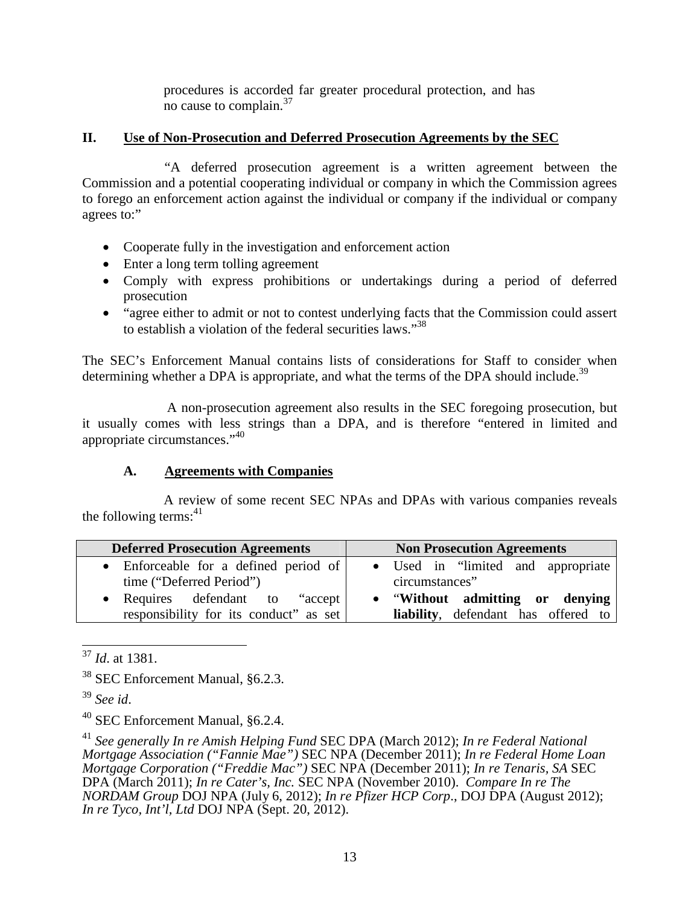procedures is accorded far greater procedural protection, and has no cause to complain.[37]

## II. Use of Non-Prosecution and Deferred Prosecution Agreements by the SEC

"A deferred prosecution agreement is a written agreement between the Commission and a potential cooperating individual or company in which the Commission agrees to forego an enforcement action against the individual or company if the individual or company agrees to:"

- Cooperate fully in the investigation and enforcement action
- Enter a long term tolling agreement
- Comply with express prohibitions or undertakings during a period of deferred prosecution
- "agree either to admit or not to contest underlying facts that the Commission could assert to establish a violation of the federal securities laws."[38]

The SEC's Enforcement Manual contains lists of considerations for Staff to consider when determining whether a DPA is appropriate, and what the terms of the DPA should include.[39]

A non-prosecution agreement also results in the SEC foregoing prosecution, but it usually comes with less strings than a DPA, and is therefore "entered in limited and appropriate circumstances."[40]

### A. Agreements with Companies

A review of some recent SEC NPAs and DPAs with various companies reveals the following terms:[41]

| Deferred Prosecution Agreements | Non Prosecution Agreements |
|---|---|
| • Enforceable for a defined period of time ("Deferred Period")<br>• Requires defendant to "accept responsibility for its conduct" as set | • Used in "limited and appropriate circumstances"<br>• "**Without admitting or denying liability**, defendant has offered to |

---

[37] *Id*. at 1381.

[38] SEC Enforcement Manual, §6.2.3.

[39] *See id*.

[40] SEC Enforcement Manual, §6.2.4.

[41] *See generally In re Amish Helping Fund* SEC DPA (March 2012); *In re Federal National Mortgage Association ("Fannie Mae")* SEC NPA (December 2011); *In re Federal Home Loan Mortgage Corporation ("Freddie Mac")* SEC NPA (December 2011); *In re Tenaris, SA* SEC DPA (March 2011); *In re Cater's, Inc.* SEC NPA (November 2010). *Compare In re The NORDAM Group* DOJ NPA (July 6, 2012); *In re Pfizer HCP Corp*., DOJ DPA (August 2012); *In re Tyco, Int'l, Ltd* DOJ NPA (Sept. 20, 2012).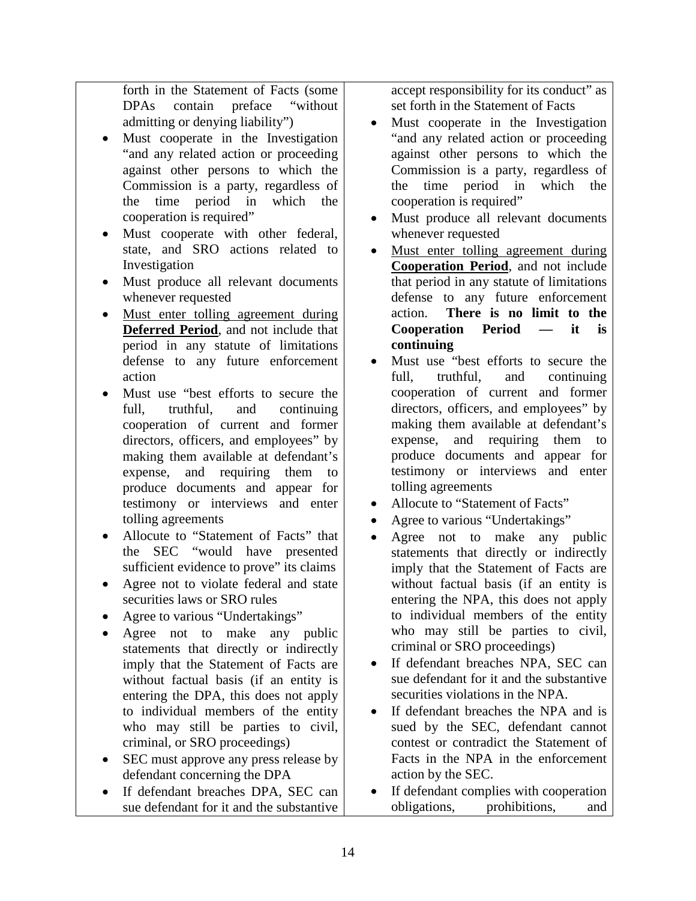| | |
|---|---|
| forth in the Statement of Facts (some DPAs contain preface "without admitting or denying liability")<br>• Must cooperate in the Investigation "and any related action or proceeding against other persons to which the Commission is a party, regardless of the time period in which the cooperation is required"<br>• Must cooperate with other federal, state, and SRO actions related to Investigation<br>• Must produce all relevant documents whenever requested<br>• <u>Must enter tolling agreement during</u> <u>**Deferred Period**</u>, and not include that period in any statute of limitations defense to any future enforcement action<br>• Must use "best efforts to secure the full, truthful, and continuing cooperation of current and former directors, officers, and employees" by making them available at defendant's expense, and requiring them to produce documents and appear for testimony or interviews and enter tolling agreements<br>• Allocute to "Statement of Facts" that the SEC "would have presented sufficient evidence to prove" its claims<br>• Agree not to violate federal and state securities laws or SRO rules<br>• Agree to various "Undertakings"<br>• Agree not to make any public statements that directly or indirectly imply that the Statement of Facts are without factual basis (if an entity is entering the DPA, this does not apply to individual members of the entity who may still be parties to civil, criminal, or SRO proceedings)<br>• SEC must approve any press release by defendant concerning the DPA<br>• If defendant breaches DPA, SEC can sue defendant for it and the substantive | accept responsibility for its conduct" as set forth in the Statement of Facts<br>• Must cooperate in the Investigation "and any related action or proceeding against other persons to which the Commission is a party, regardless of the time period in which the cooperation is required"<br>• Must produce all relevant documents whenever requested<br>• <u>Must enter tolling agreement during</u> <u>**Cooperation Period**</u>, and not include that period in any statute of limitations defense to any future enforcement action. **There is no limit to the Cooperation Period — it is continuing**<br>• Must use "best efforts to secure the full, truthful, and continuing cooperation of current and former directors, officers, and employees" by making them available at defendant's expense, and requiring them to produce documents and appear for testimony or interviews and enter tolling agreements<br>• Allocute to "Statement of Facts"<br>• Agree to various "Undertakings"<br>• Agree not to make any public statements that directly or indirectly imply that the Statement of Facts are without factual basis (if an entity is entering the NPA, this does not apply to individual members of the entity who may still be parties to civil, criminal or SRO proceedings)<br>• If defendant breaches NPA, SEC can sue defendant for it and the substantive securities violations in the NPA.<br>• If defendant breaches the NPA and is sued by the SEC, defendant cannot contest or contradict the Statement of Facts in the NPA in the enforcement action by the SEC.<br>• If defendant complies with cooperation obligations, prohibitions, and |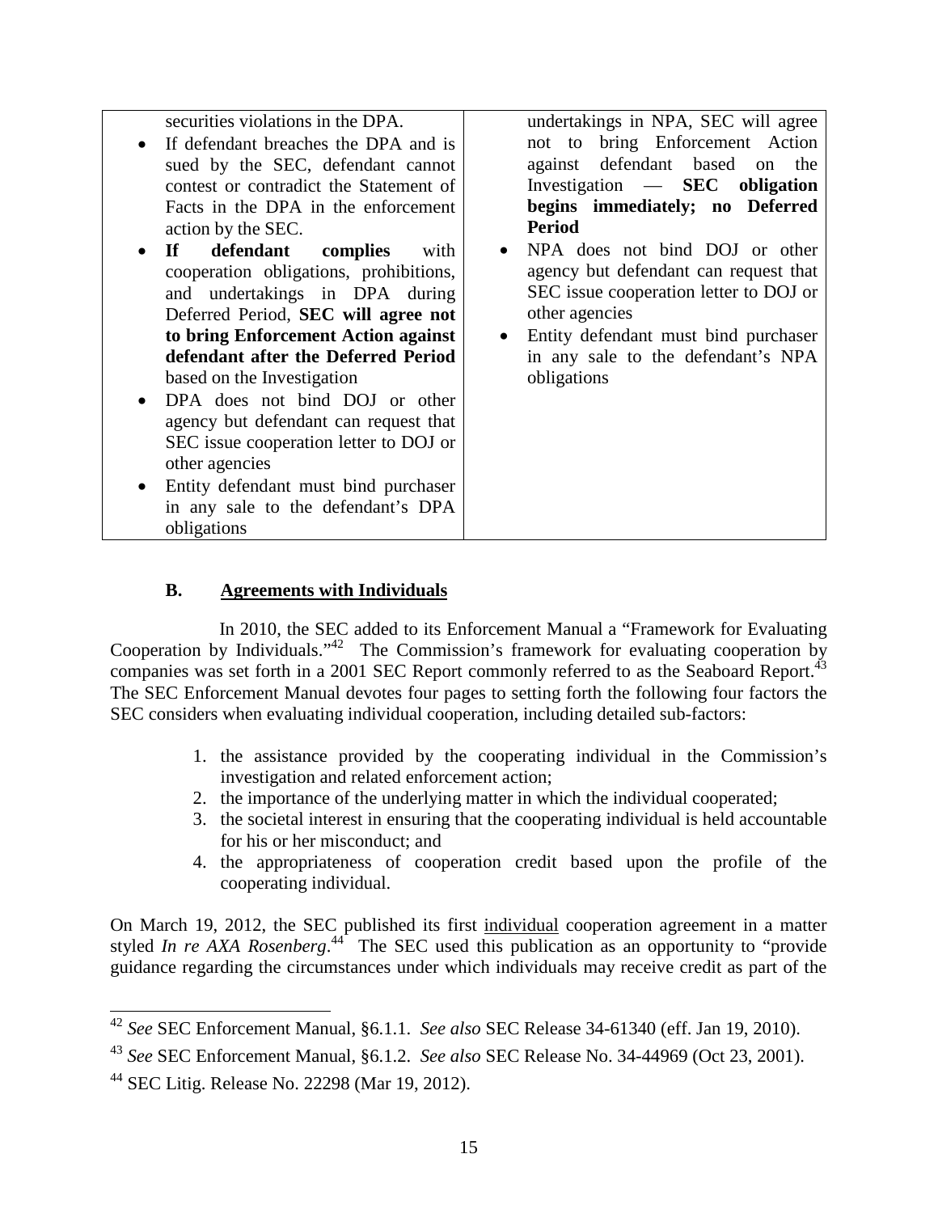| | |
|---|---|
| securities violations in the DPA.<br>• If defendant breaches the DPA and is sued by the SEC, defendant cannot contest or contradict the Statement of Facts in the DPA in the enforcement action by the SEC.<br>• **If defendant complies** with cooperation obligations, prohibitions, and undertakings in DPA during Deferred Period, **SEC will agree not to bring Enforcement Action against defendant after the Deferred Period** based on the Investigation<br>• DPA does not bind DOJ or other agency but defendant can request that SEC issue cooperation letter to DOJ or other agencies<br>• Entity defendant must bind purchaser in any sale to the defendant's DPA obligations | undertakings in NPA, SEC will agree not to bring Enforcement Action against defendant based on the Investigation — **SEC obligation begins immediately; no Deferred Period**<br>• NPA does not bind DOJ or other agency but defendant can request that SEC issue cooperation letter to DOJ or other agencies<br>• Entity defendant must bind purchaser in any sale to the defendant's NPA obligations |

### B. Agreements with Individuals

In 2010, the SEC added to its Enforcement Manual a "Framework for Evaluating Cooperation by Individuals."[42] The Commission's framework for evaluating cooperation by companies was set forth in a 2001 SEC Report commonly referred to as the Seaboard Report.[43] The SEC Enforcement Manual devotes four pages to setting forth the following four factors the SEC considers when evaluating individual cooperation, including detailed sub-factors:

1. the assistance provided by the cooperating individual in the Commission's investigation and related enforcement action;
2. the importance of the underlying matter in which the individual cooperated;
3. the societal interest in ensuring that the cooperating individual is held accountable for his or her misconduct; and
4. the appropriateness of cooperation credit based upon the profile of the cooperating individual.

On March 19, 2012, the SEC published its first individual cooperation agreement in a matter styled *In re AXA Rosenberg*.[44] The SEC used this publication as an opportunity to "provide guidance regarding the circumstances under which individuals may receive credit as part of the

[42] *See* SEC Enforcement Manual, §6.1.1. *See also* SEC Release 34-61340 (eff. Jan 19, 2010).

[43] *See* SEC Enforcement Manual, §6.1.2. *See also* SEC Release No. 34-44969 (Oct 23, 2001).

[44] SEC Litig. Release No. 22298 (Mar 19, 2012).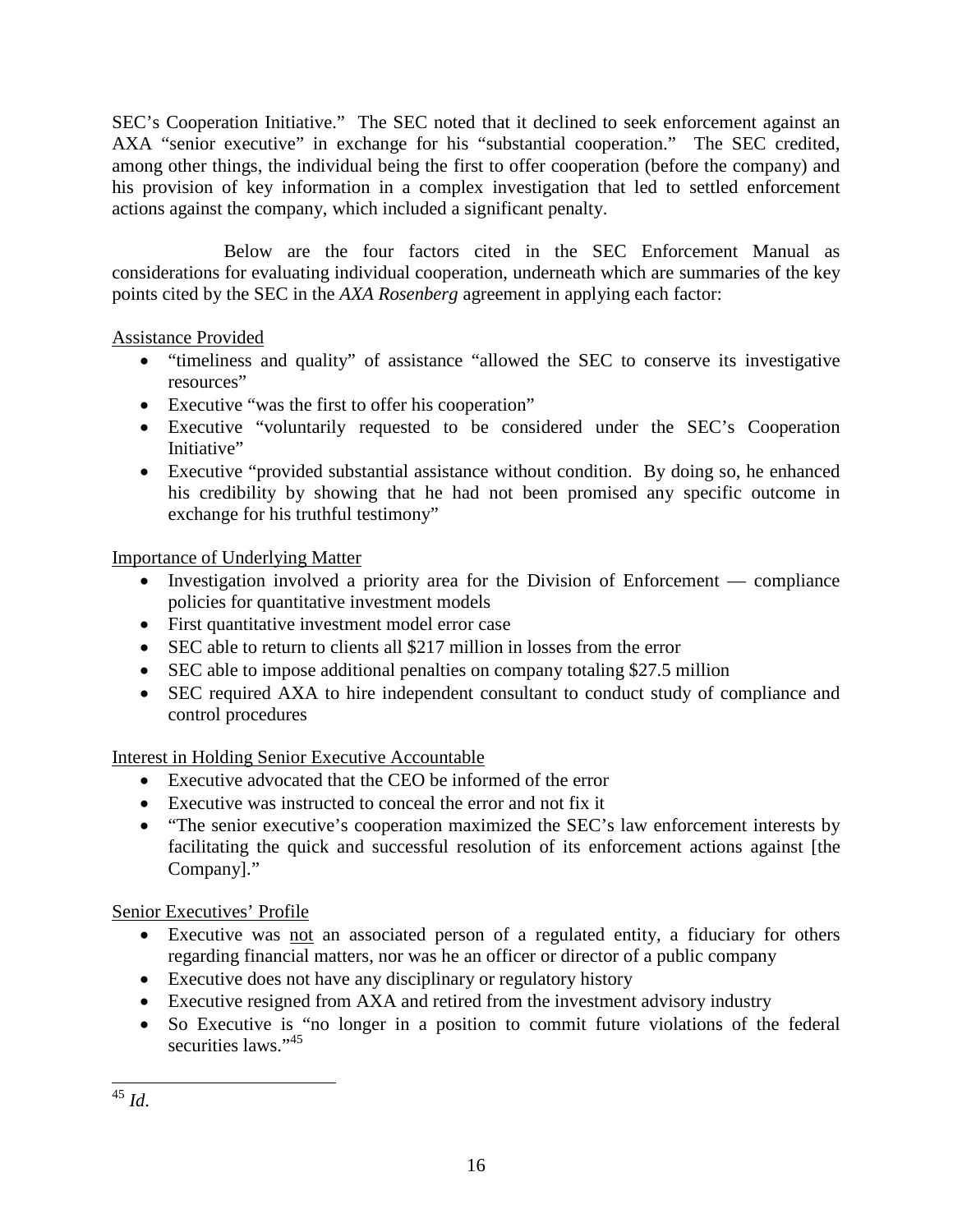SEC's Cooperation Initiative." The SEC noted that it declined to seek enforcement against an AXA "senior executive" in exchange for his "substantial cooperation." The SEC credited, among other things, the individual being the first to offer cooperation (before the company) and his provision of key information in a complex investigation that led to settled enforcement actions against the company, which included a significant penalty.

Below are the four factors cited in the SEC Enforcement Manual as considerations for evaluating individual cooperation, underneath which are summaries of the key points cited by the SEC in the *AXA Rosenberg* agreement in applying each factor:

<u>Assistance Provided</u>

- "timeliness and quality" of assistance "allowed the SEC to conserve its investigative resources"
- Executive "was the first to offer his cooperation"
- Executive "voluntarily requested to be considered under the SEC's Cooperation Initiative"
- Executive "provided substantial assistance without condition. By doing so, he enhanced his credibility by showing that he had not been promised any specific outcome in exchange for his truthful testimony"

<u>Importance of Underlying Matter</u>

- Investigation involved a priority area for the Division of Enforcement — compliance policies for quantitative investment models
- First quantitative investment model error case
- SEC able to return to clients all $217 million in losses from the error
- SEC able to impose additional penalties on company totaling $27.5 million
- SEC required AXA to hire independent consultant to conduct study of compliance and control procedures

<u>Interest in Holding Senior Executive Accountable</u>

- Executive advocated that the CEO be informed of the error
- Executive was instructed to conceal the error and not fix it
- "The senior executive's cooperation maximized the SEC's law enforcement interests by facilitating the quick and successful resolution of its enforcement actions against [the Company]."

<u>Senior Executives' Profile</u>

- Executive was <u>not</u> an associated person of a regulated entity, a fiduciary for others regarding financial matters, nor was he an officer or director of a public company
- Executive does not have any disciplinary or regulatory history
- Executive resigned from AXA and retired from the investment advisory industry
- So Executive is "no longer in a position to commit future violations of the federal securities laws."[45]

---

[45] *Id.*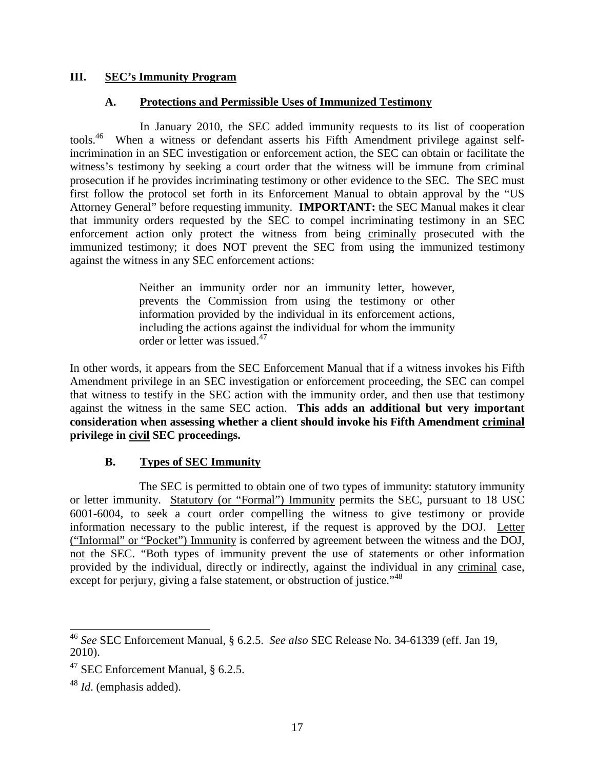## III. SEC's Immunity Program

### A. Protections and Permissible Uses of Immunized Testimony

In January 2010, the SEC added immunity requests to its list of cooperation tools.[46] When a witness or defendant asserts his Fifth Amendment privilege against self-incrimination in an SEC investigation or enforcement action, the SEC can obtain or facilitate the witness's testimony by seeking a court order that the witness will be immune from criminal prosecution if he provides incriminating testimony or other evidence to the SEC. The SEC must first follow the protocol set forth in its Enforcement Manual to obtain approval by the "US Attorney General" before requesting immunity. **IMPORTANT:** the SEC Manual makes it clear that immunity orders requested by the SEC to compel incriminating testimony in an SEC enforcement action only protect the witness from being criminally prosecuted with the immunized testimony; it does NOT prevent the SEC from using the immunized testimony against the witness in any SEC enforcement actions:

> Neither an immunity order nor an immunity letter, however, prevents the Commission from using the testimony or other information provided by the individual in its enforcement actions, including the actions against the individual for whom the immunity order or letter was issued.[47]

In other words, it appears from the SEC Enforcement Manual that if a witness invokes his Fifth Amendment privilege in an SEC investigation or enforcement proceeding, the SEC can compel that witness to testify in the SEC action with the immunity order, and then use that testimony against the witness in the same SEC action. **This adds an additional but very important consideration when assessing whether a client should invoke his Fifth Amendment criminal privilege in civil SEC proceedings.**

### B. Types of SEC Immunity

The SEC is permitted to obtain one of two types of immunity: statutory immunity or letter immunity. Statutory (or "Formal") Immunity permits the SEC, pursuant to 18 USC 6001-6004, to seek a court order compelling the witness to give testimony or provide information necessary to the public interest, if the request is approved by the DOJ. Letter ("Informal" or "Pocket") Immunity is conferred by agreement between the witness and the DOJ, not the SEC. "Both types of immunity prevent the use of statements or other information provided by the individual, directly or indirectly, against the individual in any criminal case, except for perjury, giving a false statement, or obstruction of justice."[48]

---

[46] *See* SEC Enforcement Manual, § 6.2.5. *See also* SEC Release No. 34-61339 (eff. Jan 19, 2010).

[47] SEC Enforcement Manual, § 6.2.5.

[48] *Id*. (emphasis added).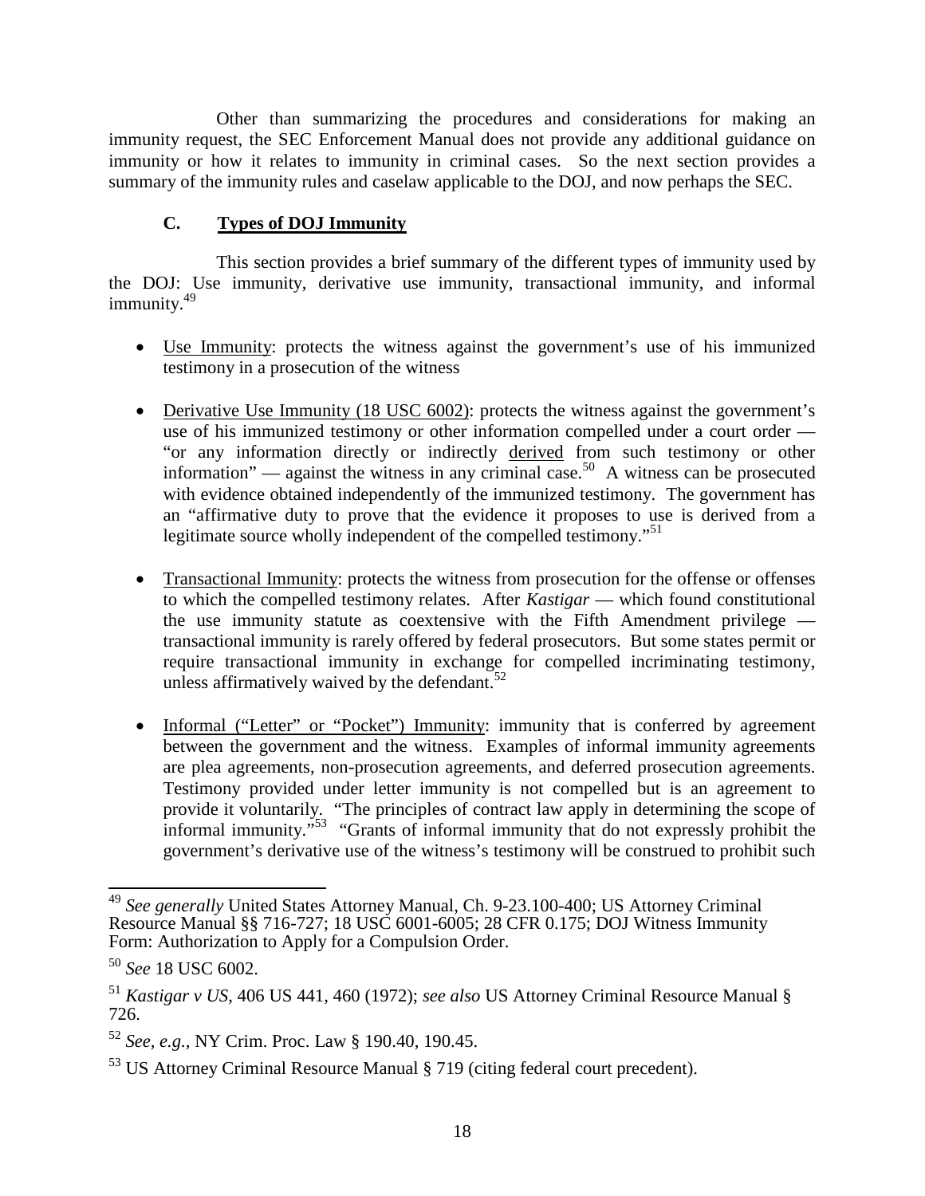Other than summarizing the procedures and considerations for making an immunity request, the SEC Enforcement Manual does not provide any additional guidance on immunity or how it relates to immunity in criminal cases. So the next section provides a summary of the immunity rules and caselaw applicable to the DOJ, and now perhaps the SEC.

### C. Types of DOJ Immunity

This section provides a brief summary of the different types of immunity used by the DOJ: Use immunity, derivative use immunity, transactional immunity, and informal immunity.[49]

- Use Immunity: protects the witness against the government's use of his immunized testimony in a prosecution of the witness

- Derivative Use Immunity (18 USC 6002): protects the witness against the government's use of his immunized testimony or other information compelled under a court order — "or any information directly or indirectly derived from such testimony or other information" — against the witness in any criminal case.[50] A witness can be prosecuted with evidence obtained independently of the immunized testimony. The government has an "affirmative duty to prove that the evidence it proposes to use is derived from a legitimate source wholly independent of the compelled testimony."[51]

- Transactional Immunity: protects the witness from prosecution for the offense or offenses to which the compelled testimony relates. After *Kastigar* — which found constitutional the use immunity statute as coextensive with the Fifth Amendment privilege — transactional immunity is rarely offered by federal prosecutors. But some states permit or require transactional immunity in exchange for compelled incriminating testimony, unless affirmatively waived by the defendant.[52]

- Informal ("Letter" or "Pocket") Immunity: immunity that is conferred by agreement between the government and the witness. Examples of informal immunity agreements are plea agreements, non-prosecution agreements, and deferred prosecution agreements. Testimony provided under letter immunity is not compelled but is an agreement to provide it voluntarily. "The principles of contract law apply in determining the scope of informal immunity."[53] "Grants of informal immunity that do not expressly prohibit the government's derivative use of the witness's testimony will be construed to prohibit such

---

[49] *See generally* United States Attorney Manual, Ch. 9-23.100-400; US Attorney Criminal Resource Manual §§ 716-727; 18 USC 6001-6005; 28 CFR 0.175; DOJ Witness Immunity Form: Authorization to Apply for a Compulsion Order.

[50] *See* 18 USC 6002.

[51] *Kastigar v US*, 406 US 441, 460 (1972); *see also* US Attorney Criminal Resource Manual § 726.

[52] *See, e.g.,* NY Crim. Proc. Law § 190.40, 190.45.

[53] US Attorney Criminal Resource Manual § 719 (citing federal court precedent).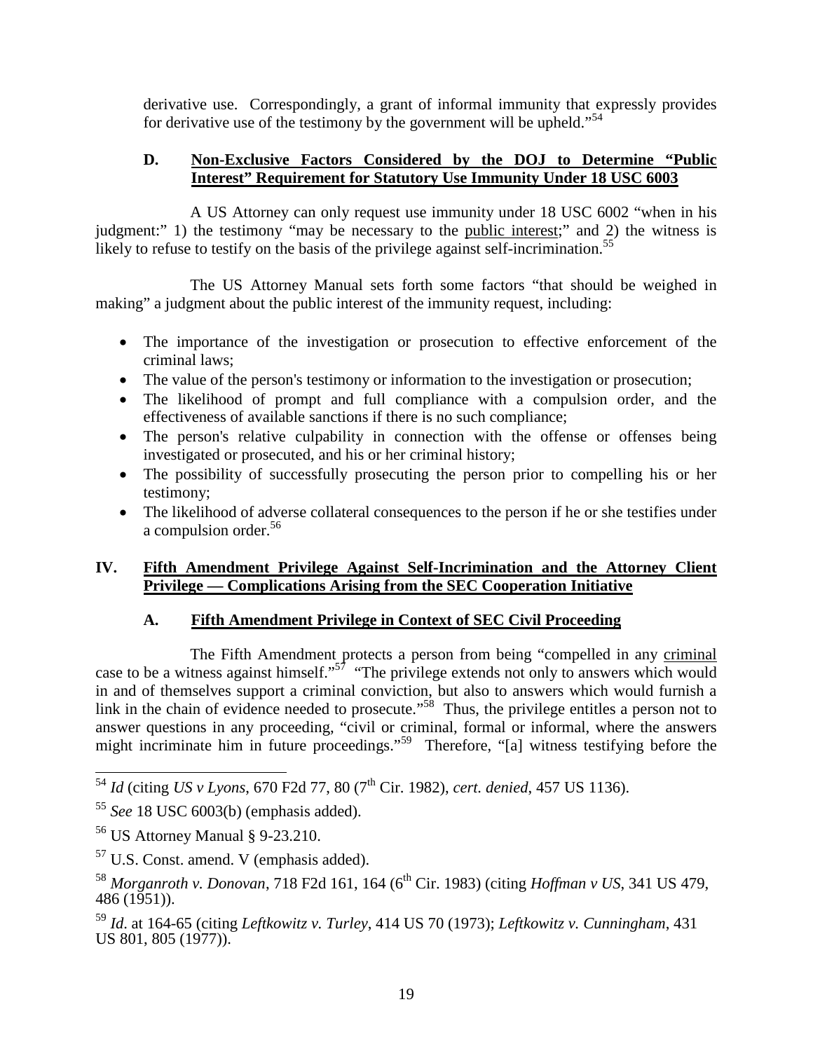derivative use. Correspondingly, a grant of informal immunity that expressly provides for derivative use of the testimony by the government will be upheld."[54]

### D. Non-Exclusive Factors Considered by the DOJ to Determine "Public Interest" Requirement for Statutory Use Immunity Under 18 USC 6003

A US Attorney can only request use immunity under 18 USC 6002 "when in his judgment:" 1) the testimony "may be necessary to the public interest;" and 2) the witness is likely to refuse to testify on the basis of the privilege against self-incrimination.[55]

The US Attorney Manual sets forth some factors "that should be weighed in making" a judgment about the public interest of the immunity request, including:

- The importance of the investigation or prosecution to effective enforcement of the criminal laws;
- The value of the person's testimony or information to the investigation or prosecution;
- The likelihood of prompt and full compliance with a compulsion order, and the effectiveness of available sanctions if there is no such compliance;
- The person's relative culpability in connection with the offense or offenses being investigated or prosecuted, and his or her criminal history;
- The possibility of successfully prosecuting the person prior to compelling his or her testimony;
- The likelihood of adverse collateral consequences to the person if he or she testifies under a compulsion order.[56]

## IV. Fifth Amendment Privilege Against Self-Incrimination and the Attorney Client Privilege — Complications Arising from the SEC Cooperation Initiative

### A. Fifth Amendment Privilege in Context of SEC Civil Proceeding

The Fifth Amendment protects a person from being "compelled in any criminal case to be a witness against himself."[57] "The privilege extends not only to answers which would in and of themselves support a criminal conviction, but also to answers which would furnish a link in the chain of evidence needed to prosecute."[58] Thus, the privilege entitles a person not to answer questions in any proceeding, "civil or criminal, formal or informal, where the answers might incriminate him in future proceedings."[59] Therefore, "[a] witness testifying before the

---

[54] *Id* (citing *US v Lyons*, 670 F2d 77, 80 (7th Cir. 1982), *cert. denied*, 457 US 1136).

[55] *See* 18 USC 6003(b) (emphasis added).

[56] US Attorney Manual § 9-23.210.

[57] U.S. Const. amend. V (emphasis added).

[58] *Morganroth v. Donovan*, 718 F2d 161, 164 (6th Cir. 1983) (citing *Hoffman v US*, 341 US 479, 486 (1951)).

[59] *Id*. at 164-65 (citing *Leftkowitz v. Turley*, 414 US 70 (1973); *Leftkowitz v. Cunningham*, 431 US 801, 805 (1977)).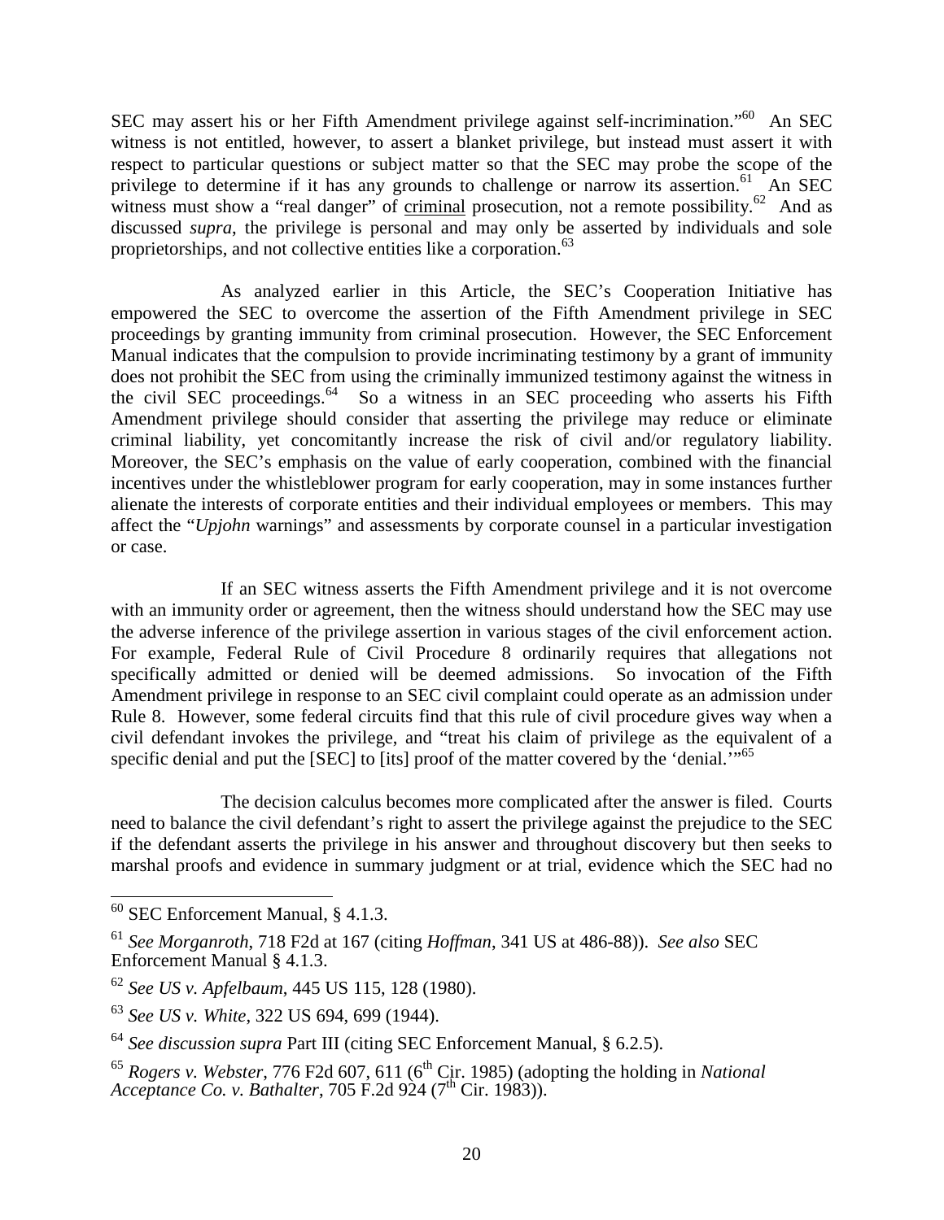SEC may assert his or her Fifth Amendment privilege against self-incrimination."[60] An SEC witness is not entitled, however, to assert a blanket privilege, but instead must assert it with respect to particular questions or subject matter so that the SEC may probe the scope of the privilege to determine if it has any grounds to challenge or narrow its assertion.[61] An SEC witness must show a "real danger" of criminal prosecution, not a remote possibility.[62] And as discussed *supra*, the privilege is personal and may only be asserted by individuals and sole proprietorships, and not collective entities like a corporation.[63]

As analyzed earlier in this Article, the SEC's Cooperation Initiative has empowered the SEC to overcome the assertion of the Fifth Amendment privilege in SEC proceedings by granting immunity from criminal prosecution. However, the SEC Enforcement Manual indicates that the compulsion to provide incriminating testimony by a grant of immunity does not prohibit the SEC from using the criminally immunized testimony against the witness in the civil SEC proceedings.[64] So a witness in an SEC proceeding who asserts his Fifth Amendment privilege should consider that asserting the privilege may reduce or eliminate criminal liability, yet concomitantly increase the risk of civil and/or regulatory liability. Moreover, the SEC's emphasis on the value of early cooperation, combined with the financial incentives under the whistleblower program for early cooperation, may in some instances further alienate the interests of corporate entities and their individual employees or members. This may affect the "*Upjohn* warnings" and assessments by corporate counsel in a particular investigation or case.

If an SEC witness asserts the Fifth Amendment privilege and it is not overcome with an immunity order or agreement, then the witness should understand how the SEC may use the adverse inference of the privilege assertion in various stages of the civil enforcement action. For example, Federal Rule of Civil Procedure 8 ordinarily requires that allegations not specifically admitted or denied will be deemed admissions. So invocation of the Fifth Amendment privilege in response to an SEC civil complaint could operate as an admission under Rule 8. However, some federal circuits find that this rule of civil procedure gives way when a civil defendant invokes the privilege, and "treat his claim of privilege as the equivalent of a specific denial and put the [SEC] to [its] proof of the matter covered by the 'denial.'"[65]

The decision calculus becomes more complicated after the answer is filed. Courts need to balance the civil defendant's right to assert the privilege against the prejudice to the SEC if the defendant asserts the privilege in his answer and throughout discovery but then seeks to marshal proofs and evidence in summary judgment or at trial, evidence which the SEC had no

---

[60] SEC Enforcement Manual, § 4.1.3.

[61] *See Morganroth*, 718 F2d at 167 (citing *Hoffman*, 341 US at 486-88)). *See also* SEC Enforcement Manual § 4.1.3.

[62] *See US v. Apfelbaum*, 445 US 115, 128 (1980).

[63] *See US v. White*, 322 US 694, 699 (1944).

[64] *See discussion supra* Part III (citing SEC Enforcement Manual, § 6.2.5).

[65] *Rogers v. Webster*, 776 F2d 607, 611 (6th Cir. 1985) (adopting the holding in *National Acceptance Co. v. Bathalter*, 705 F.2d 924 (7th Cir. 1983)).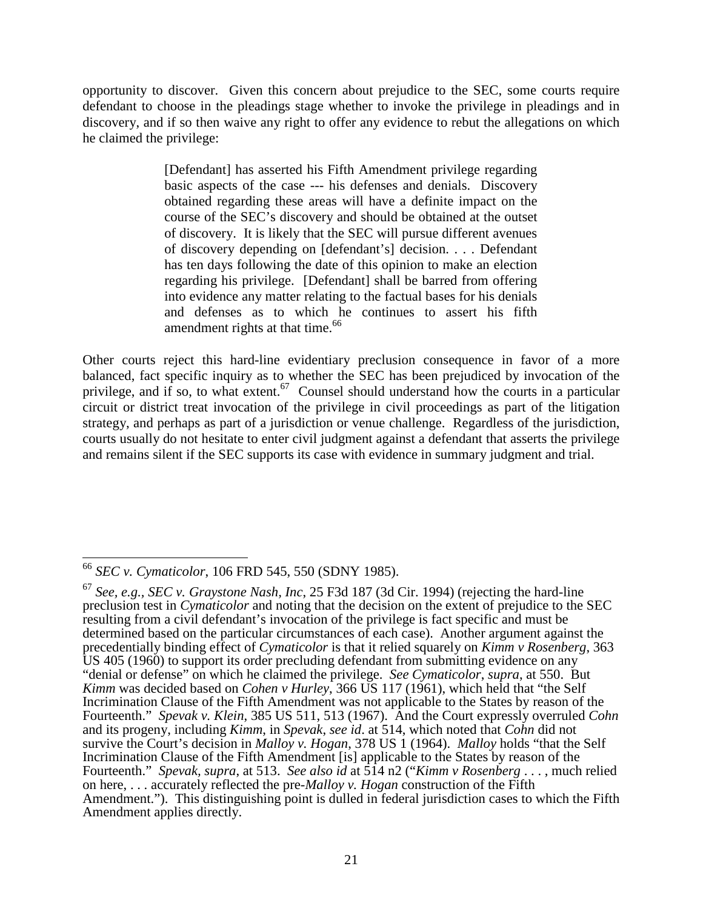opportunity to discover. Given this concern about prejudice to the SEC, some courts require defendant to choose in the pleadings stage whether to invoke the privilege in pleadings and in discovery, and if so then waive any right to offer any evidence to rebut the allegations on which he claimed the privilege:

> [Defendant] has asserted his Fifth Amendment privilege regarding basic aspects of the case --- his defenses and denials. Discovery obtained regarding these areas will have a definite impact on the course of the SEC's discovery and should be obtained at the outset of discovery. It is likely that the SEC will pursue different avenues of discovery depending on [defendant's] decision. . . . Defendant has ten days following the date of this opinion to make an election regarding his privilege. [Defendant] shall be barred from offering into evidence any matter relating to the factual bases for his denials and defenses as to which he continues to assert his fifth amendment rights at that time.[66]

Other courts reject this hard-line evidentiary preclusion consequence in favor of a more balanced, fact specific inquiry as to whether the SEC has been prejudiced by invocation of the privilege, and if so, to what extent.[67] Counsel should understand how the courts in a particular circuit or district treat invocation of the privilege in civil proceedings as part of the litigation strategy, and perhaps as part of a jurisdiction or venue challenge. Regardless of the jurisdiction, courts usually do not hesitate to enter civil judgment against a defendant that asserts the privilege and remains silent if the SEC supports its case with evidence in summary judgment and trial.

---

[66] *SEC v. Cymaticolor*, 106 FRD 545, 550 (SDNY 1985).

[67] *See, e.g.*, *SEC v. Graystone Nash, Inc*, 25 F3d 187 (3d Cir. 1994) (rejecting the hard-line preclusion test in *Cymaticolor* and noting that the decision on the extent of prejudice to the SEC resulting from a civil defendant's invocation of the privilege is fact specific and must be determined based on the particular circumstances of each case). Another argument against the precedentially binding effect of *Cymaticolor* is that it relied squarely on *Kimm v Rosenberg*, 363 US 405 (1960) to support its order precluding defendant from submitting evidence on any "denial or defense" on which he claimed the privilege. *See Cymaticolor*, *supra*, at 550. But *Kimm* was decided based on *Cohen v Hurley*, 366 US 117 (1961), which held that "the Self Incrimination Clause of the Fifth Amendment was not applicable to the States by reason of the Fourteenth." *Spevak v. Klein*, 385 US 511, 513 (1967). And the Court expressly overruled *Cohn* and its progeny, including *Kimm*, in *Spevak*, *see id*. at 514, which noted that *Cohn* did not survive the Court's decision in *Malloy v. Hogan*, 378 US 1 (1964). *Malloy* holds "that the Self Incrimination Clause of the Fifth Amendment [is] applicable to the States by reason of the Fourteenth." *Spevak, supra,* at 513. *See also id* at 514 n2 ("*Kimm v Rosenberg* . . . , much relied on here, . . . accurately reflected the pre-*Malloy v. Hogan* construction of the Fifth Amendment."). This distinguishing point is dulled in federal jurisdiction cases to which the Fifth Amendment applies directly.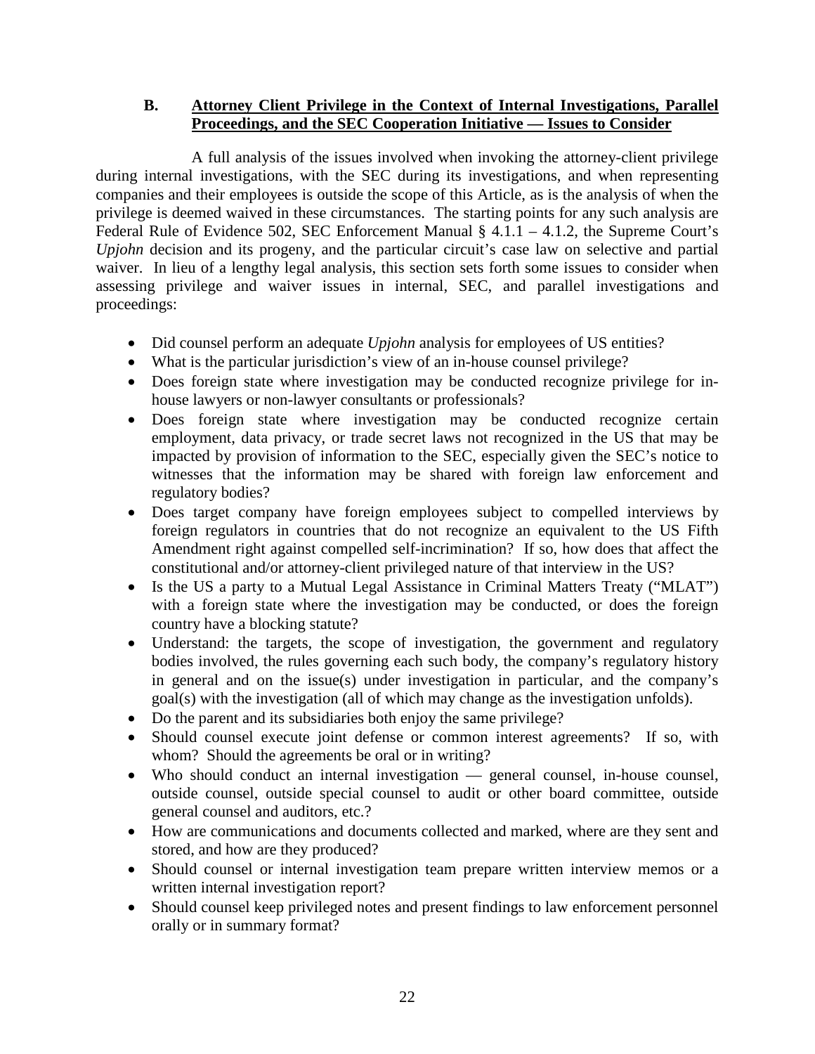### B. **Attorney Client Privilege in the Context of Internal Investigations, Parallel Proceedings, and the SEC Cooperation Initiative — Issues to Consider**

A full analysis of the issues involved when invoking the attorney-client privilege during internal investigations, with the SEC during its investigations, and when representing companies and their employees is outside the scope of this Article, as is the analysis of when the privilege is deemed waived in these circumstances. The starting points for any such analysis are Federal Rule of Evidence 502, SEC Enforcement Manual § 4.1.1 – 4.1.2, the Supreme Court's *Upjohn* decision and its progeny, and the particular circuit's case law on selective and partial waiver. In lieu of a lengthy legal analysis, this section sets forth some issues to consider when assessing privilege and waiver issues in internal, SEC, and parallel investigations and proceedings:

- Did counsel perform an adequate *Upjohn* analysis for employees of US entities?
- What is the particular jurisdiction's view of an in-house counsel privilege?
- Does foreign state where investigation may be conducted recognize privilege for in-house lawyers or non-lawyer consultants or professionals?
- Does foreign state where investigation may be conducted recognize certain employment, data privacy, or trade secret laws not recognized in the US that may be impacted by provision of information to the SEC, especially given the SEC's notice to witnesses that the information may be shared with foreign law enforcement and regulatory bodies?
- Does target company have foreign employees subject to compelled interviews by foreign regulators in countries that do not recognize an equivalent to the US Fifth Amendment right against compelled self-incrimination? If so, how does that affect the constitutional and/or attorney-client privileged nature of that interview in the US?
- Is the US a party to a Mutual Legal Assistance in Criminal Matters Treaty ("MLAT") with a foreign state where the investigation may be conducted, or does the foreign country have a blocking statute?
- Understand: the targets, the scope of investigation, the government and regulatory bodies involved, the rules governing each such body, the company's regulatory history in general and on the issue(s) under investigation in particular, and the company's goal(s) with the investigation (all of which may change as the investigation unfolds).
- Do the parent and its subsidiaries both enjoy the same privilege?
- Should counsel execute joint defense or common interest agreements? If so, with whom? Should the agreements be oral or in writing?
- Who should conduct an internal investigation — general counsel, in-house counsel, outside counsel, outside special counsel to audit or other board committee, outside general counsel and auditors, etc.?
- How are communications and documents collected and marked, where are they sent and stored, and how are they produced?
- Should counsel or internal investigation team prepare written interview memos or a written internal investigation report?
- Should counsel keep privileged notes and present findings to law enforcement personnel orally or in summary format?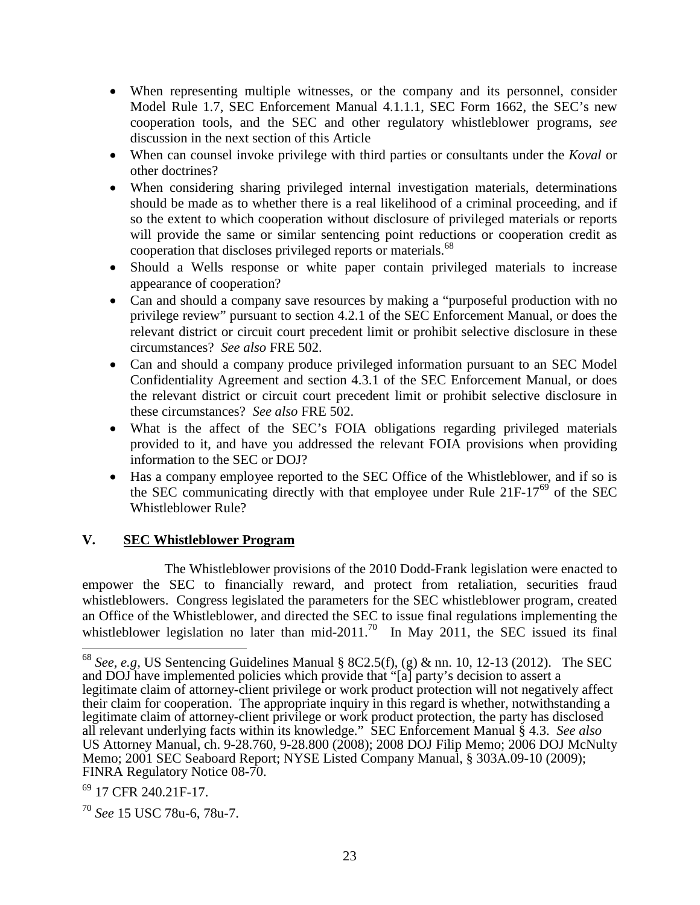- When representing multiple witnesses, or the company and its personnel, consider Model Rule 1.7, SEC Enforcement Manual 4.1.1.1, SEC Form 1662, the SEC's new cooperation tools, and the SEC and other regulatory whistleblower programs, *see* discussion in the next section of this Article
- When can counsel invoke privilege with third parties or consultants under the *Koval* or other doctrines?
- When considering sharing privileged internal investigation materials, determinations should be made as to whether there is a real likelihood of a criminal proceeding, and if so the extent to which cooperation without disclosure of privileged materials or reports will provide the same or similar sentencing point reductions or cooperation credit as cooperation that discloses privileged reports or materials.[68]
- Should a Wells response or white paper contain privileged materials to increase appearance of cooperation?
- Can and should a company save resources by making a "purposeful production with no privilege review" pursuant to section 4.2.1 of the SEC Enforcement Manual, or does the relevant district or circuit court precedent limit or prohibit selective disclosure in these circumstances? *See also* FRE 502.
- Can and should a company produce privileged information pursuant to an SEC Model Confidentiality Agreement and section 4.3.1 of the SEC Enforcement Manual, or does the relevant district or circuit court precedent limit or prohibit selective disclosure in these circumstances? *See also* FRE 502.
- What is the affect of the SEC's FOIA obligations regarding privileged materials provided to it, and have you addressed the relevant FOIA provisions when providing information to the SEC or DOJ?
- Has a company employee reported to the SEC Office of the Whistleblower, and if so is the SEC communicating directly with that employee under Rule 21F-17[69] of the SEC Whistleblower Rule?

## V. <u>SEC Whistleblower Program</u>

The Whistleblower provisions of the 2010 Dodd-Frank legislation were enacted to empower the SEC to financially reward, and protect from retaliation, securities fraud whistleblowers. Congress legislated the parameters for the SEC whistleblower program, created an Office of the Whistleblower, and directed the SEC to issue final regulations implementing the whistleblower legislation no later than mid-2011.[70] In May 2011, the SEC issued its final

---

[68] *See, e.g,* US Sentencing Guidelines Manual § 8C2.5(f), (g) & nn. 10, 12-13 (2012). The SEC and DOJ have implemented policies which provide that "[a] party's decision to assert a legitimate claim of attorney-client privilege or work product protection will not negatively affect their claim for cooperation. The appropriate inquiry in this regard is whether, notwithstanding a legitimate claim of attorney-client privilege or work product protection, the party has disclosed all relevant underlying facts within its knowledge." SEC Enforcement Manual § 4.3. *See also* US Attorney Manual, ch. 9-28.760, 9-28.800 (2008); 2008 DOJ Filip Memo; 2006 DOJ McNulty Memo; 2001 SEC Seaboard Report; NYSE Listed Company Manual, § 303A.09-10 (2009); FINRA Regulatory Notice 08-70.

[69] 17 CFR 240.21F-17.

[70] *See* 15 USC 78u-6, 78u-7.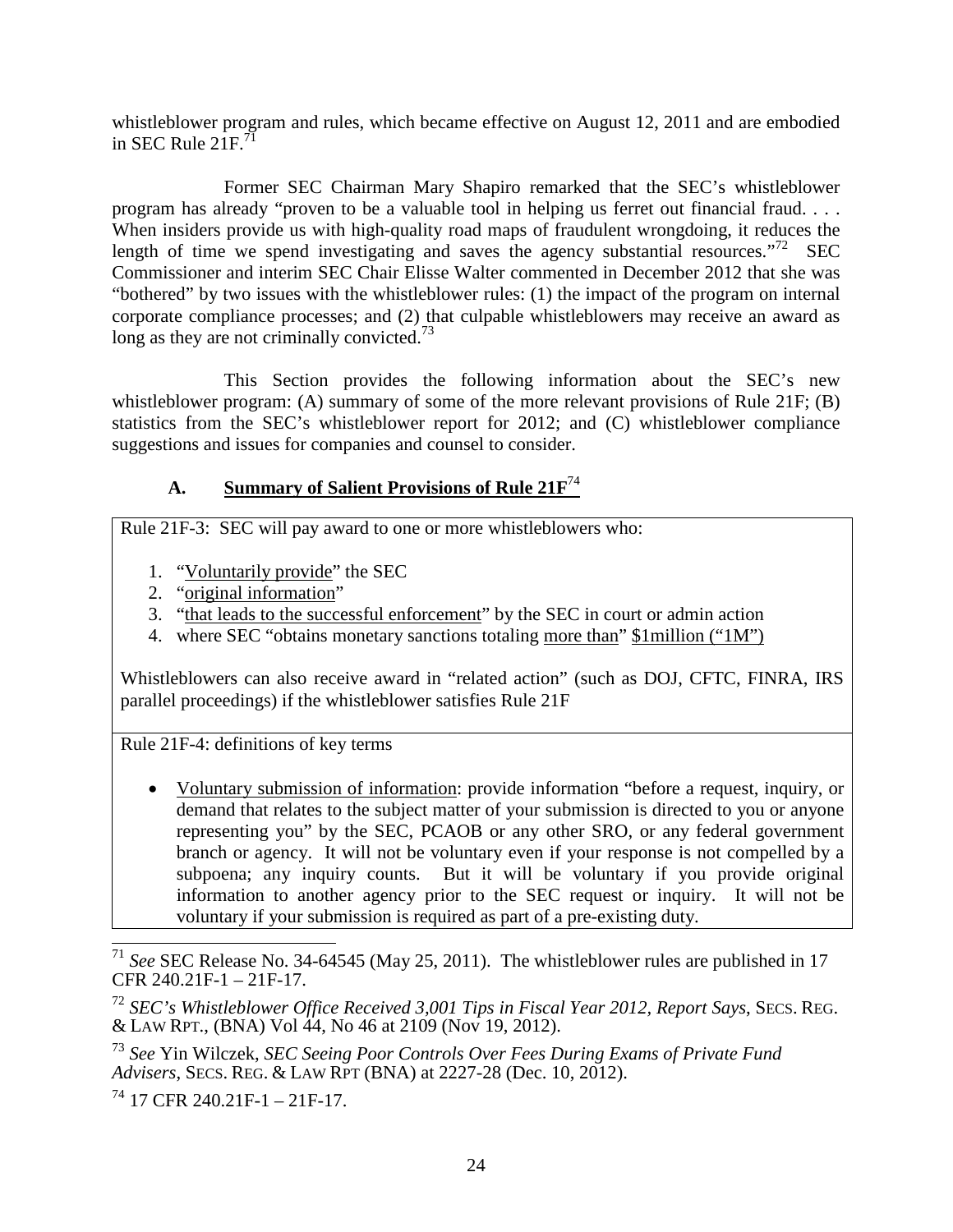whistleblower program and rules, which became effective on August 12, 2011 and are embodied in SEC Rule 21F.[71]

Former SEC Chairman Mary Shapiro remarked that the SEC's whistleblower program has already "proven to be a valuable tool in helping us ferret out financial fraud. . . . When insiders provide us with high-quality road maps of fraudulent wrongdoing, it reduces the length of time we spend investigating and saves the agency substantial resources."[72] SEC Commissioner and interim SEC Chair Elisse Walter commented in December 2012 that she was "bothered" by two issues with the whistleblower rules: (1) the impact of the program on internal corporate compliance processes; and (2) that culpable whistleblowers may receive an award as long as they are not criminally convicted.[73]

This Section provides the following information about the SEC's new whistleblower program: (A) summary of some of the more relevant provisions of Rule 21F; (B) statistics from the SEC's whistleblower report for 2012; and (C) whistleblower compliance suggestions and issues for companies and counsel to consider.

## A. Summary of Salient Provisions of Rule 21F[74]

Rule 21F-3: SEC will pay award to one or more whistleblowers who:

1. "Voluntarily provide" the SEC
2. "original information"
3. "that leads to the successful enforcement" by the SEC in court or admin action
4. where SEC "obtains monetary sanctions totaling more than" $1million ("1M")

Whistleblowers can also receive award in "related action" (such as DOJ, CFTC, FINRA, IRS parallel proceedings) if the whistleblower satisfies Rule 21F

Rule 21F-4: definitions of key terms

- Voluntary submission of information: provide information "before a request, inquiry, or demand that relates to the subject matter of your submission is directed to you or anyone representing you" by the SEC, PCAOB or any other SRO, or any federal government branch or agency. It will not be voluntary even if your response is not compelled by a subpoena; any inquiry counts. But it will be voluntary if you provide original information to another agency prior to the SEC request or inquiry. It will not be voluntary if your submission is required as part of a pre-existing duty.

---

[71] *See* SEC Release No. 34-64545 (May 25, 2011). The whistleblower rules are published in 17 CFR 240.21F-1 – 21F-17.

[72] *SEC's Whistleblower Office Received 3,001 Tips in Fiscal Year 2012, Report Says*, SECS. REG. & LAW RPT., (BNA) Vol 44, No 46 at 2109 (Nov 19, 2012).

[73] *See* Yin Wilczek, *SEC Seeing Poor Controls Over Fees During Exams of Private Fund Advisers*, SECS. REG. & LAW RPT (BNA) at 2227-28 (Dec. 10, 2012).

[74] 17 CFR 240.21F-1 – 21F-17.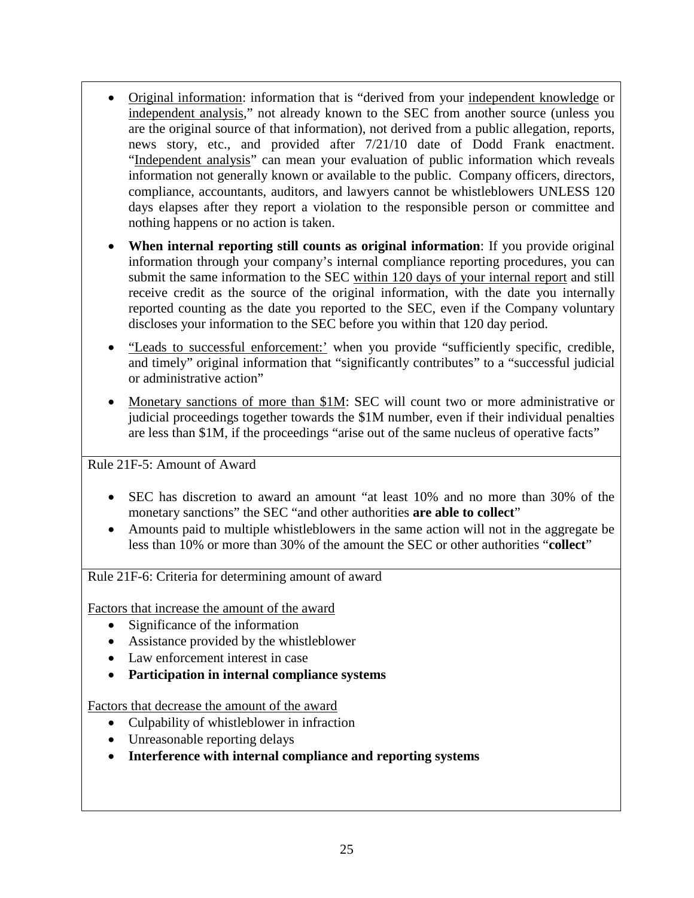- Original information: information that is "derived from your independent knowledge or independent analysis," not already known to the SEC from another source (unless you are the original source of that information), not derived from a public allegation, reports, news story, etc., and provided after 7/21/10 date of Dodd Frank enactment. "Independent analysis" can mean your evaluation of public information which reveals information not generally known or available to the public. Company officers, directors, compliance, accountants, auditors, and lawyers cannot be whistleblowers UNLESS 120 days elapses after they report a violation to the responsible person or committee and nothing happens or no action is taken.
- **When internal reporting still counts as original information**: If you provide original information through your company's internal compliance reporting procedures, you can submit the same information to the SEC within 120 days of your internal report and still receive credit as the source of the original information, with the date you internally reported counting as the date you reported to the SEC, even if the Company voluntary discloses your information to the SEC before you within that 120 day period.
- "Leads to successful enforcement:' when you provide "sufficiently specific, credible, and timely" original information that "significantly contributes" to a "successful judicial or administrative action"
- Monetary sanctions of more than $1M: SEC will count two or more administrative or judicial proceedings together towards the $1M number, even if their individual penalties are less than $1M, if the proceedings "arise out of the same nucleus of operative facts"

Rule 21F-5: Amount of Award

- SEC has discretion to award an amount "at least 10% and no more than 30% of the monetary sanctions" the SEC "and other authorities **are able to collect**"
- Amounts paid to multiple whistleblowers in the same action will not in the aggregate be less than 10% or more than 30% of the amount the SEC or other authorities "**collect**"

Rule 21F-6: Criteria for determining amount of award

Factors that increase the amount of the award

- Significance of the information
- Assistance provided by the whistleblower
- Law enforcement interest in case
- **Participation in internal compliance systems**

Factors that decrease the amount of the award

- Culpability of whistleblower in infraction
- Unreasonable reporting delays
- **Interference with internal compliance and reporting systems**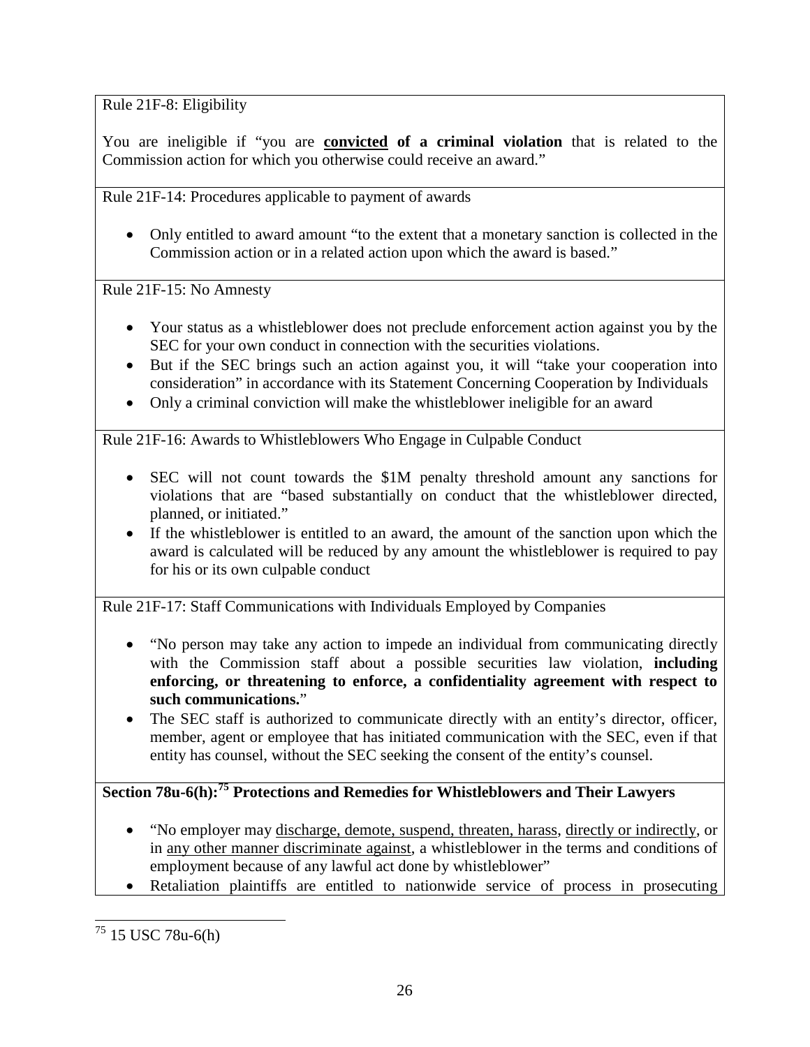Rule 21F-8: Eligibility

You are ineligible if "you are **convicted of a criminal violation** that is related to the Commission action for which you otherwise could receive an award."

Rule 21F-14: Procedures applicable to payment of awards

- Only entitled to award amount "to the extent that a monetary sanction is collected in the Commission action or in a related action upon which the award is based."

Rule 21F-15: No Amnesty

- Your status as a whistleblower does not preclude enforcement action against you by the SEC for your own conduct in connection with the securities violations.
- But if the SEC brings such an action against you, it will "take your cooperation into consideration" in accordance with its Statement Concerning Cooperation by Individuals
- Only a criminal conviction will make the whistleblower ineligible for an award

Rule 21F-16: Awards to Whistleblowers Who Engage in Culpable Conduct

- SEC will not count towards the $1M penalty threshold amount any sanctions for violations that are "based substantially on conduct that the whistleblower directed, planned, or initiated."
- If the whistleblower is entitled to an award, the amount of the sanction upon which the award is calculated will be reduced by any amount the whistleblower is required to pay for his or its own culpable conduct

Rule 21F-17: Staff Communications with Individuals Employed by Companies

- "No person may take any action to impede an individual from communicating directly with the Commission staff about a possible securities law violation, **including enforcing, or threatening to enforce, a confidentiality agreement with respect to such communications.**"
- The SEC staff is authorized to communicate directly with an entity's director, officer, member, agent or employee that has initiated communication with the SEC, even if that entity has counsel, without the SEC seeking the consent of the entity's counsel.

**Section 78u-6(h):[75] Protections and Remedies for Whistleblowers and Their Lawyers**

- "No employer may discharge, demote, suspend, threaten, harass, directly or indirectly, or in any other manner discriminate against, a whistleblower in the terms and conditions of employment because of any lawful act done by whistleblower"
- Retaliation plaintiffs are entitled to nationwide service of process in prosecuting

[75] 15 USC 78u-6(h)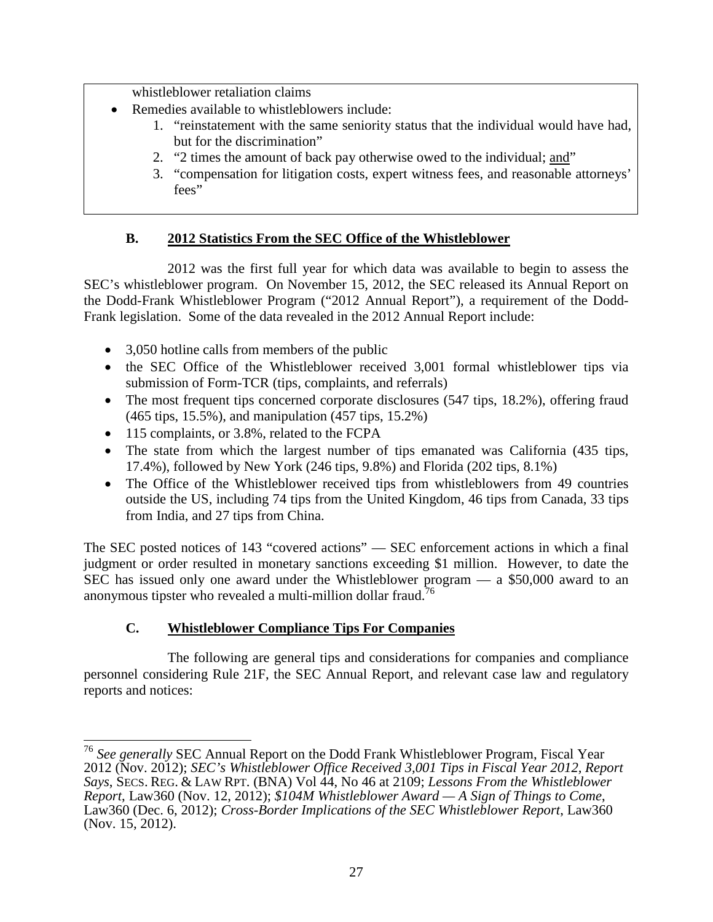whistleblower retaliation claims

- Remedies available to whistleblowers include:
    1. "reinstatement with the same seniority status that the individual would have had, but for the discrimination"
    2. "2 times the amount of back pay otherwise owed to the individual; <u>and</u>"
    3. "compensation for litigation costs, expert witness fees, and reasonable attorneys' fees"

### B. <u>2012 Statistics From the SEC Office of the Whistleblower</u>

2012 was the first full year for which data was available to begin to assess the SEC's whistleblower program. On November 15, 2012, the SEC released its Annual Report on the Dodd-Frank Whistleblower Program ("2012 Annual Report"), a requirement of the Dodd-Frank legislation. Some of the data revealed in the 2012 Annual Report include:

- 3,050 hotline calls from members of the public
- the SEC Office of the Whistleblower received 3,001 formal whistleblower tips via submission of Form-TCR (tips, complaints, and referrals)
- The most frequent tips concerned corporate disclosures (547 tips, 18.2%), offering fraud (465 tips, 15.5%), and manipulation (457 tips, 15.2%)
- 115 complaints, or 3.8%, related to the FCPA
- The state from which the largest number of tips emanated was California (435 tips, 17.4%), followed by New York (246 tips, 9.8%) and Florida (202 tips, 8.1%)
- The Office of the Whistleblower received tips from whistleblowers from 49 countries outside the US, including 74 tips from the United Kingdom, 46 tips from Canada, 33 tips from India, and 27 tips from China.

The SEC posted notices of 143 "covered actions" — SEC enforcement actions in which a final judgment or order resulted in monetary sanctions exceeding $1 million. However, to date the SEC has issued only one award under the Whistleblower program — a $50,000 award to an anonymous tipster who revealed a multi-million dollar fraud.[76]

### C. <u>Whistleblower Compliance Tips For Companies</u>

The following are general tips and considerations for companies and compliance personnel considering Rule 21F, the SEC Annual Report, and relevant case law and regulatory reports and notices:

---

[76] *See generally* SEC Annual Report on the Dodd Frank Whistleblower Program, Fiscal Year 2012 (Nov. 2012); *SEC's Whistleblower Office Received 3,001 Tips in Fiscal Year 2012, Report Says*, SECS. REG. & LAW RPT. (BNA) Vol 44, No 46 at 2109; *Lessons From the Whistleblower Report*, Law360 (Nov. 12, 2012); *$104M Whistleblower Award — A Sign of Things to Come*, Law360 (Dec. 6, 2012); *Cross-Border Implications of the SEC Whistleblower Report*, Law360 (Nov. 15, 2012).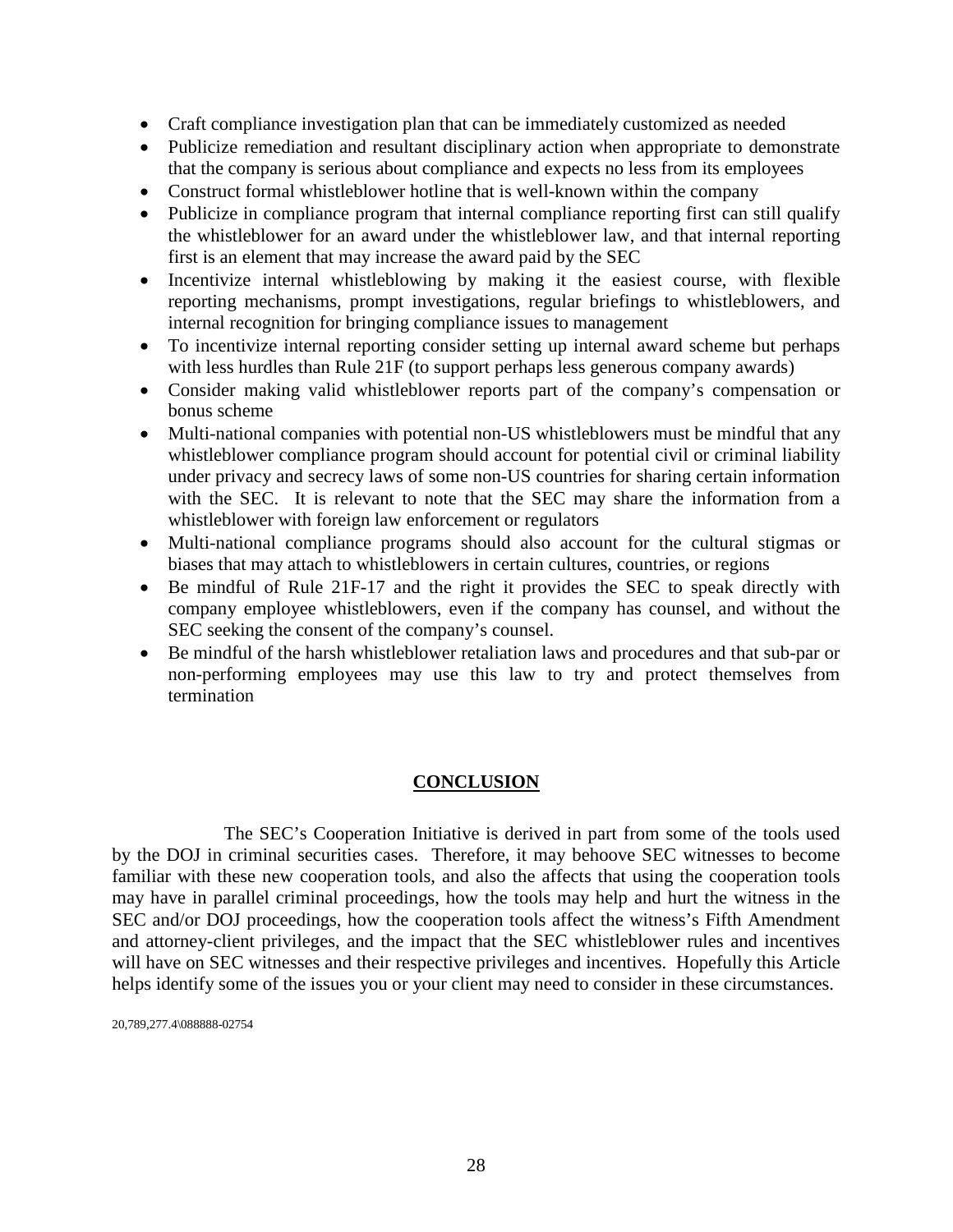- Craft compliance investigation plan that can be immediately customized as needed
- Publicize remediation and resultant disciplinary action when appropriate to demonstrate that the company is serious about compliance and expects no less from its employees
- Construct formal whistleblower hotline that is well-known within the company
- Publicize in compliance program that internal compliance reporting first can still qualify the whistleblower for an award under the whistleblower law, and that internal reporting first is an element that may increase the award paid by the SEC
- Incentivize internal whistleblowing by making it the easiest course, with flexible reporting mechanisms, prompt investigations, regular briefings to whistleblowers, and internal recognition for bringing compliance issues to management
- To incentivize internal reporting consider setting up internal award scheme but perhaps with less hurdles than Rule 21F (to support perhaps less generous company awards)
- Consider making valid whistleblower reports part of the company's compensation or bonus scheme
- Multi-national companies with potential non-US whistleblowers must be mindful that any whistleblower compliance program should account for potential civil or criminal liability under privacy and secrecy laws of some non-US countries for sharing certain information with the SEC. It is relevant to note that the SEC may share the information from a whistleblower with foreign law enforcement or regulators
- Multi-national compliance programs should also account for the cultural stigmas or biases that may attach to whistleblowers in certain cultures, countries, or regions
- Be mindful of Rule 21F-17 and the right it provides the SEC to speak directly with company employee whistleblowers, even if the company has counsel, and without the SEC seeking the consent of the company's counsel.
- Be mindful of the harsh whistleblower retaliation laws and procedures and that sub-par or non-performing employees may use this law to try and protect themselves from termination

## CONCLUSION

The SEC's Cooperation Initiative is derived in part from some of the tools used by the DOJ in criminal securities cases. Therefore, it may behoove SEC witnesses to become familiar with these new cooperation tools, and also the affects that using the cooperation tools may have in parallel criminal proceedings, how the tools may help and hurt the witness in the SEC and/or DOJ proceedings, how the cooperation tools affect the witness's Fifth Amendment and attorney-client privileges, and the impact that the SEC whistleblower rules and incentives will have on SEC witnesses and their respective privileges and incentives. Hopefully this Article helps identify some of the issues you or your client may need to consider in these circumstances.

20,789,277.4\088888-02754